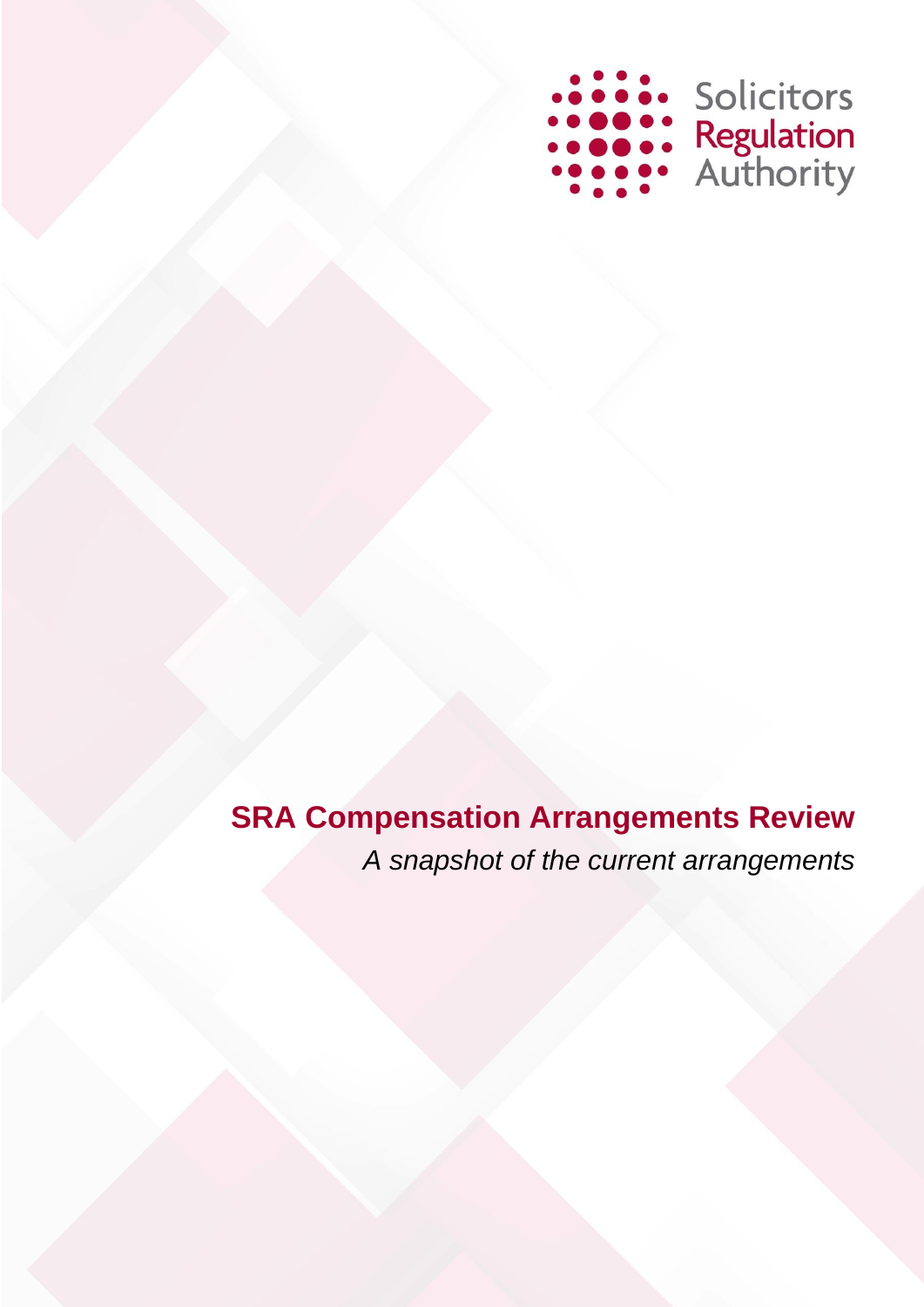Solicitors Regulation Authority

# SRA Compensation Arrangements Review

*A snapshot of the current arrangements*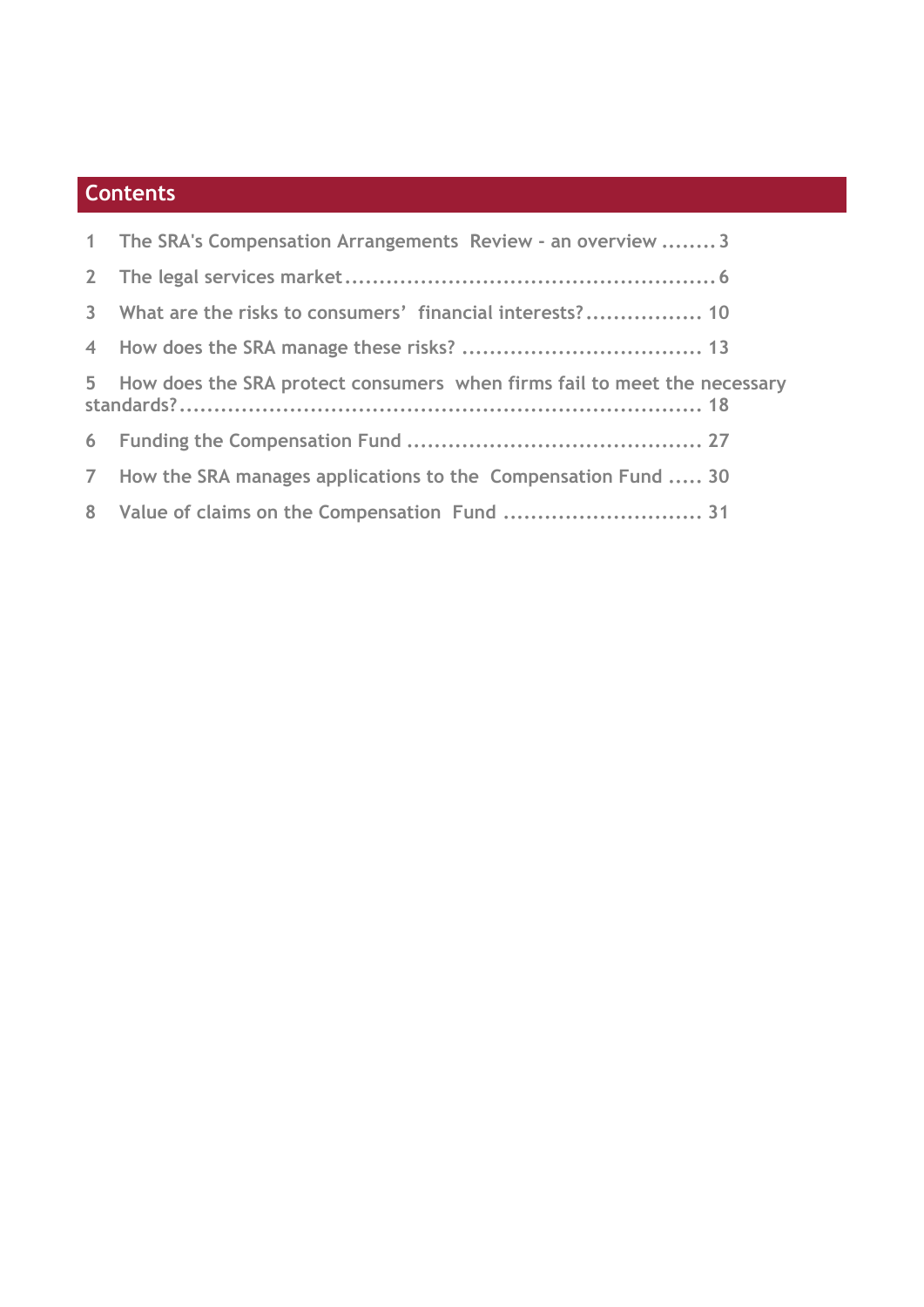## Contents

1 The SRA's Compensation Arrangements Review - an overview ........ 3

2 The legal services market ....................................................... 6

3 What are the risks to consumers' financial interests? ................. 10

4 How does the SRA manage these risks? ................................... 13

5 How does the SRA protect consumers when firms fail to meet the necessary standards? ......................................................................... 18

6 Funding the Compensation Fund ........................................... 27

7 How the SRA manages applications to the Compensation Fund ..... 30

8 Value of claims on the Compensation Fund ............................. 31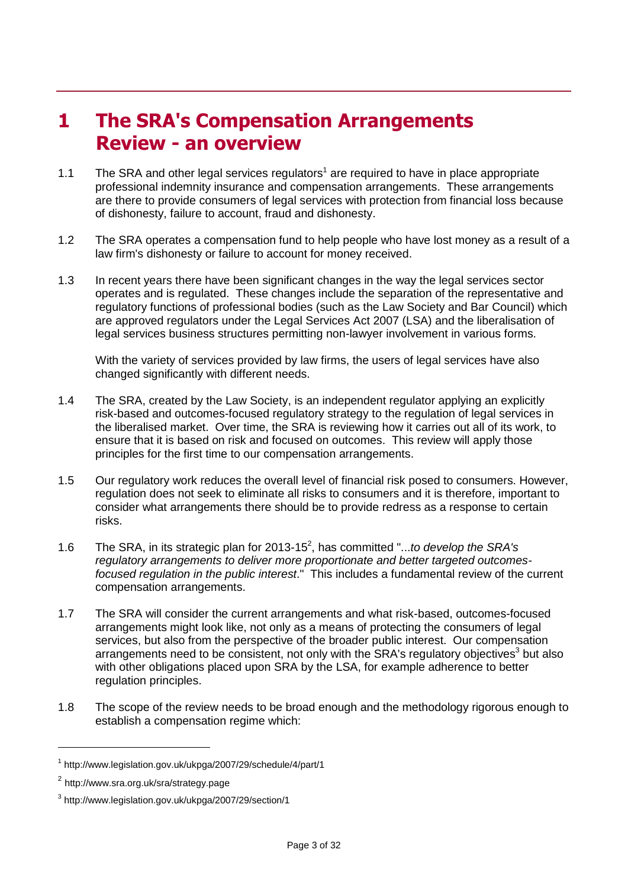# 1 The SRA's Compensation Arrangements Review - an overview

1.1 The SRA and other legal services regulators[1] are required to have in place appropriate professional indemnity insurance and compensation arrangements. These arrangements are there to provide consumers of legal services with protection from financial loss because of dishonesty, failure to account, fraud and dishonesty.

1.2 The SRA operates a compensation fund to help people who have lost money as a result of a law firm's dishonesty or failure to account for money received.

1.3 In recent years there have been significant changes in the way the legal services sector operates and is regulated. These changes include the separation of the representative and regulatory functions of professional bodies (such as the Law Society and Bar Council) which are approved regulators under the Legal Services Act 2007 (LSA) and the liberalisation of legal services business structures permitting non-lawyer involvement in various forms.

With the variety of services provided by law firms, the users of legal services have also changed significantly with different needs.

1.4 The SRA, created by the Law Society, is an independent regulator applying an explicitly risk-based and outcomes-focused regulatory strategy to the regulation of legal services in the liberalised market. Over time, the SRA is reviewing how it carries out all of its work, to ensure that it is based on risk and focused on outcomes. This review will apply those principles for the first time to our compensation arrangements.

1.5 Our regulatory work reduces the overall level of financial risk posed to consumers. However, regulation does not seek to eliminate all risks to consumers and it is therefore, important to consider what arrangements there should be to provide redress as a response to certain risks.

1.6 The SRA, in its strategic plan for 2013-15[2], has committed "*...to develop the SRA's regulatory arrangements to deliver more proportionate and better targeted outcomes-focused regulation in the public interest*." This includes a fundamental review of the current compensation arrangements.

1.7 The SRA will consider the current arrangements and what risk-based, outcomes-focused arrangements might look like, not only as a means of protecting the consumers of legal services, but also from the perspective of the broader public interest. Our compensation arrangements need to be consistent, not only with the SRA's regulatory objectives[3] but also with other obligations placed upon SRA by the LSA, for example adherence to better regulation principles.

1.8 The scope of the review needs to be broad enough and the methodology rigorous enough to establish a compensation regime which:

---

[1] http://www.legislation.gov.uk/ukpga/2007/29/schedule/4/part/1

[2] http://www.sra.org.uk/sra/strategy.page

[3] http://www.legislation.gov.uk/ukpga/2007/29/section/1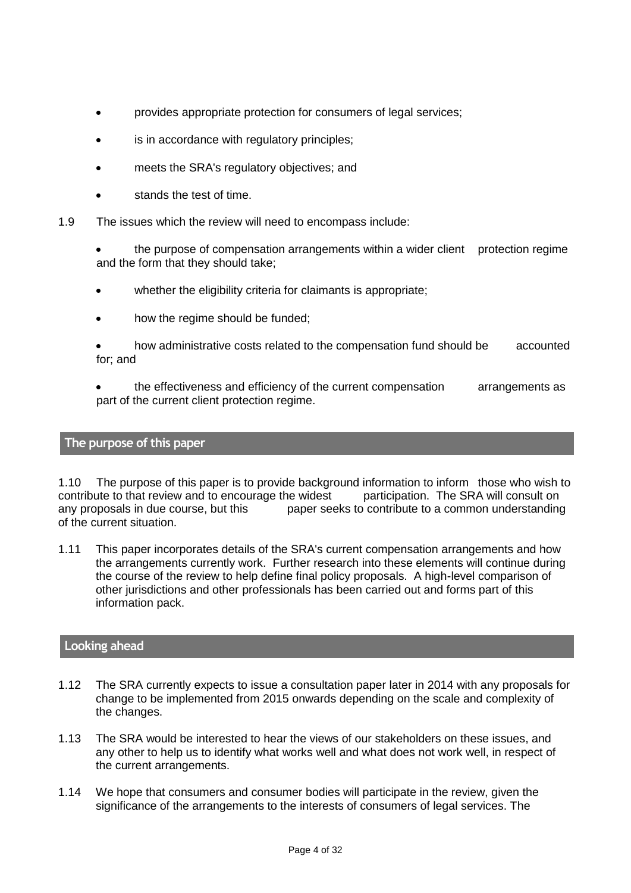- provides appropriate protection for consumers of legal services;
- is in accordance with regulatory principles;
- meets the SRA's regulatory objectives; and
- stands the test of time.

1.9 The issues which the review will need to encompass include:

- the purpose of compensation arrangements within a wider client protection regime and the form that they should take;
- whether the eligibility criteria for claimants is appropriate;
- how the regime should be funded;
- how administrative costs related to the compensation fund should be accounted for; and
- the effectiveness and efficiency of the current compensation arrangements as part of the current client protection regime.

## The purpose of this paper

1.10 The purpose of this paper is to provide background information to inform those who wish to contribute to that review and to encourage the widest participation. The SRA will consult on any proposals in due course, but this paper seeks to contribute to a common understanding of the current situation.

1.11 This paper incorporates details of the SRA's current compensation arrangements and how the arrangements currently work. Further research into these elements will continue during the course of the review to help define final policy proposals. A high-level comparison of other jurisdictions and other professionals has been carried out and forms part of this information pack.

## Looking ahead

1.12 The SRA currently expects to issue a consultation paper later in 2014 with any proposals for change to be implemented from 2015 onwards depending on the scale and complexity of the changes.

1.13 The SRA would be interested to hear the views of our stakeholders on these issues, and any other to help us to identify what works well and what does not work well, in respect of the current arrangements.

1.14 We hope that consumers and consumer bodies will participate in the review, given the significance of the arrangements to the interests of consumers of legal services. The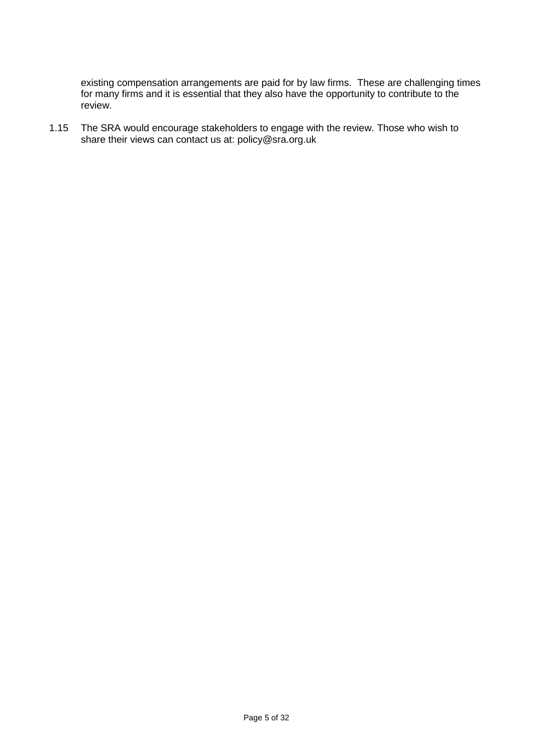existing compensation arrangements are paid for by law firms. These are challenging times for many firms and it is essential that they also have the opportunity to contribute to the review.

1.15 The SRA would encourage stakeholders to engage with the review. Those who wish to share their views can contact us at: policy@sra.org.uk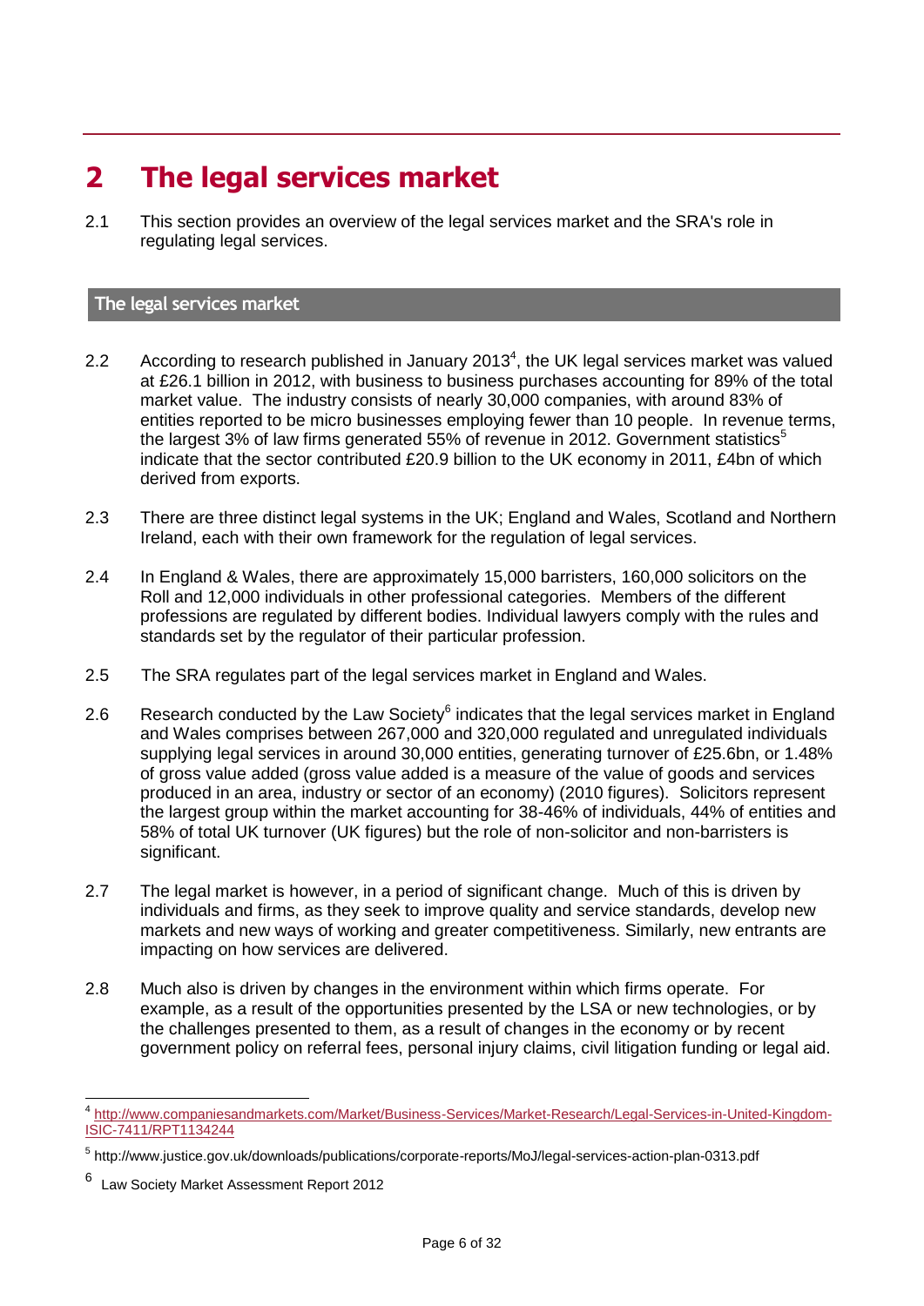# 2 The legal services market

2.1 This section provides an overview of the legal services market and the SRA's role in regulating legal services.

## The legal services market

2.2 According to research published in January 2013[4], the UK legal services market was valued at £26.1 billion in 2012, with business to business purchases accounting for 89% of the total market value. The industry consists of nearly 30,000 companies, with around 83% of entities reported to be micro businesses employing fewer than 10 people. In revenue terms, the largest 3% of law firms generated 55% of revenue in 2012. Government statistics[5] indicate that the sector contributed £20.9 billion to the UK economy in 2011, £4bn of which derived from exports.

2.3 There are three distinct legal systems in the UK; England and Wales, Scotland and Northern Ireland, each with their own framework for the regulation of legal services.

2.4 In England & Wales, there are approximately 15,000 barristers, 160,000 solicitors on the Roll and 12,000 individuals in other professional categories. Members of the different professions are regulated by different bodies. Individual lawyers comply with the rules and standards set by the regulator of their particular profession.

2.5 The SRA regulates part of the legal services market in England and Wales.

2.6 Research conducted by the Law Society[6] indicates that the legal services market in England and Wales comprises between 267,000 and 320,000 regulated and unregulated individuals supplying legal services in around 30,000 entities, generating turnover of £25.6bn, or 1.48% of gross value added (gross value added is a measure of the value of goods and services produced in an area, industry or sector of an economy) (2010 figures). Solicitors represent the largest group within the market accounting for 38-46% of individuals, 44% of entities and 58% of total UK turnover (UK figures) but the role of non-solicitor and non-barristers is significant.

2.7 The legal market is however, in a period of significant change. Much of this is driven by individuals and firms, as they seek to improve quality and service standards, develop new markets and new ways of working and greater competitiveness. Similarly, new entrants are impacting on how services are delivered.

2.8 Much also is driven by changes in the environment within which firms operate. For example, as a result of the opportunities presented by the LSA or new technologies, or by the challenges presented to them, as a result of changes in the economy or by recent government policy on referral fees, personal injury claims, civil litigation funding or legal aid.

---

[4] http://www.companiesandmarkets.com/Market/Business-Services/Market-Research/Legal-Services-in-United-Kingdom-ISIC-7411/RPT1134244

[5] http://www.justice.gov.uk/downloads/publications/corporate-reports/MoJ/legal-services-action-plan-0313.pdf

[6] Law Society Market Assessment Report 2012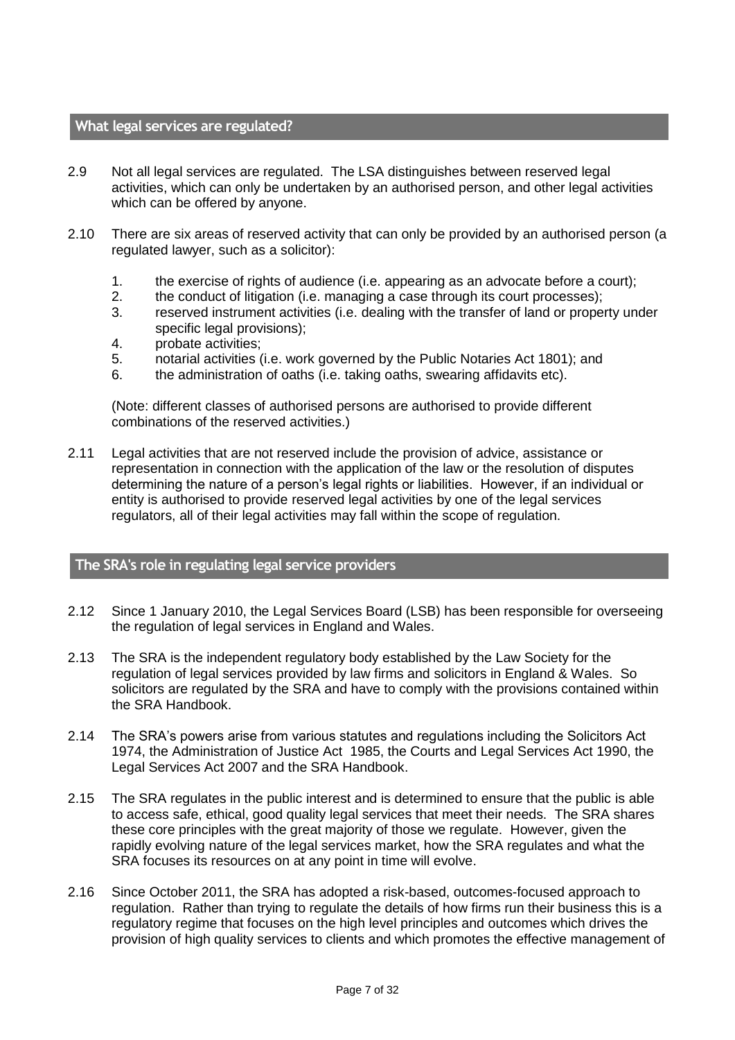## What legal services are regulated?

2.9 Not all legal services are regulated. The LSA distinguishes between reserved legal activities, which can only be undertaken by an authorised person, and other legal activities which can be offered by anyone.

2.10 There are six areas of reserved activity that can only be provided by an authorised person (a regulated lawyer, such as a solicitor):

1. the exercise of rights of audience (i.e. appearing as an advocate before a court);
2. the conduct of litigation (i.e. managing a case through its court processes);
3. reserved instrument activities (i.e. dealing with the transfer of land or property under specific legal provisions);
4. probate activities;
5. notarial activities (i.e. work governed by the Public Notaries Act 1801); and
6. the administration of oaths (i.e. taking oaths, swearing affidavits etc).

(Note: different classes of authorised persons are authorised to provide different combinations of the reserved activities.)

2.11 Legal activities that are not reserved include the provision of advice, assistance or representation in connection with the application of the law or the resolution of disputes determining the nature of a person's legal rights or liabilities. However, if an individual or entity is authorised to provide reserved legal activities by one of the legal services regulators, all of their legal activities may fall within the scope of regulation.

## The SRA's role in regulating legal service providers

2.12 Since 1 January 2010, the Legal Services Board (LSB) has been responsible for overseeing the regulation of legal services in England and Wales.

2.13 The SRA is the independent regulatory body established by the Law Society for the regulation of legal services provided by law firms and solicitors in England & Wales. So solicitors are regulated by the SRA and have to comply with the provisions contained within the SRA Handbook.

2.14 The SRA's powers arise from various statutes and regulations including the Solicitors Act 1974, the Administration of Justice Act 1985, the Courts and Legal Services Act 1990, the Legal Services Act 2007 and the SRA Handbook.

2.15 The SRA regulates in the public interest and is determined to ensure that the public is able to access safe, ethical, good quality legal services that meet their needs. The SRA shares these core principles with the great majority of those we regulate. However, given the rapidly evolving nature of the legal services market, how the SRA regulates and what the SRA focuses its resources on at any point in time will evolve.

2.16 Since October 2011, the SRA has adopted a risk-based, outcomes-focused approach to regulation. Rather than trying to regulate the details of how firms run their business this is a regulatory regime that focuses on the high level principles and outcomes which drives the provision of high quality services to clients and which promotes the effective management of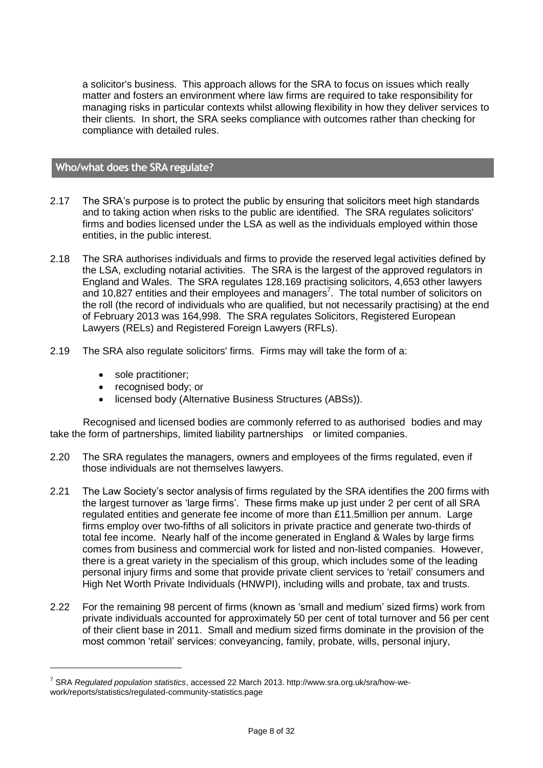a solicitor's business. This approach allows for the SRA to focus on issues which really matter and fosters an environment where law firms are required to take responsibility for managing risks in particular contexts whilst allowing flexibility in how they deliver services to their clients. In short, the SRA seeks compliance with outcomes rather than checking for compliance with detailed rules.

## Who/what does the SRA regulate?

2.17 The SRA's purpose is to protect the public by ensuring that solicitors meet high standards and to taking action when risks to the public are identified. The SRA regulates solicitors' firms and bodies licensed under the LSA as well as the individuals employed within those entities, in the public interest.

2.18 The SRA authorises individuals and firms to provide the reserved legal activities defined by the LSA, excluding notarial activities. The SRA is the largest of the approved regulators in England and Wales. The SRA regulates 128,169 practising solicitors, 4,653 other lawyers and 10,827 entities and their employees and managers[7]. The total number of solicitors on the roll (the record of individuals who are qualified, but not necessarily practising) at the end of February 2013 was 164,998. The SRA regulates Solicitors, Registered European Lawyers (RELs) and Registered Foreign Lawyers (RFLs).

2.19 The SRA also regulate solicitors' firms. Firms may will take the form of a:

- sole practitioner;
- recognised body; or
- licensed body (Alternative Business Structures (ABSs)).

Recognised and licensed bodies are commonly referred to as authorised bodies and may take the form of partnerships, limited liability partnerships or limited companies.

2.20 The SRA regulates the managers, owners and employees of the firms regulated, even if those individuals are not themselves lawyers.

2.21 The Law Society's sector analysis of firms regulated by the SRA identifies the 200 firms with the largest turnover as 'large firms'. These firms make up just under 2 per cent of all SRA regulated entities and generate fee income of more than £11.5million per annum. Large firms employ over two-fifths of all solicitors in private practice and generate two-thirds of total fee income. Nearly half of the income generated in England & Wales by large firms comes from business and commercial work for listed and non-listed companies. However, there is a great variety in the specialism of this group, which includes some of the leading personal injury firms and some that provide private client services to 'retail' consumers and High Net Worth Private Individuals (HNWPI), including wills and probate, tax and trusts.

2.22 For the remaining 98 percent of firms (known as 'small and medium' sized firms) work from private individuals accounted for approximately 50 per cent of total turnover and 56 per cent of their client base in 2011. Small and medium sized firms dominate in the provision of the most common 'retail' services: conveyancing, family, probate, wills, personal injury,

---

[7] SRA *Regulated population statistics*, accessed 22 March 2013. http://www.sra.org.uk/sra/how-we-work/reports/statistics/regulated-community-statistics.page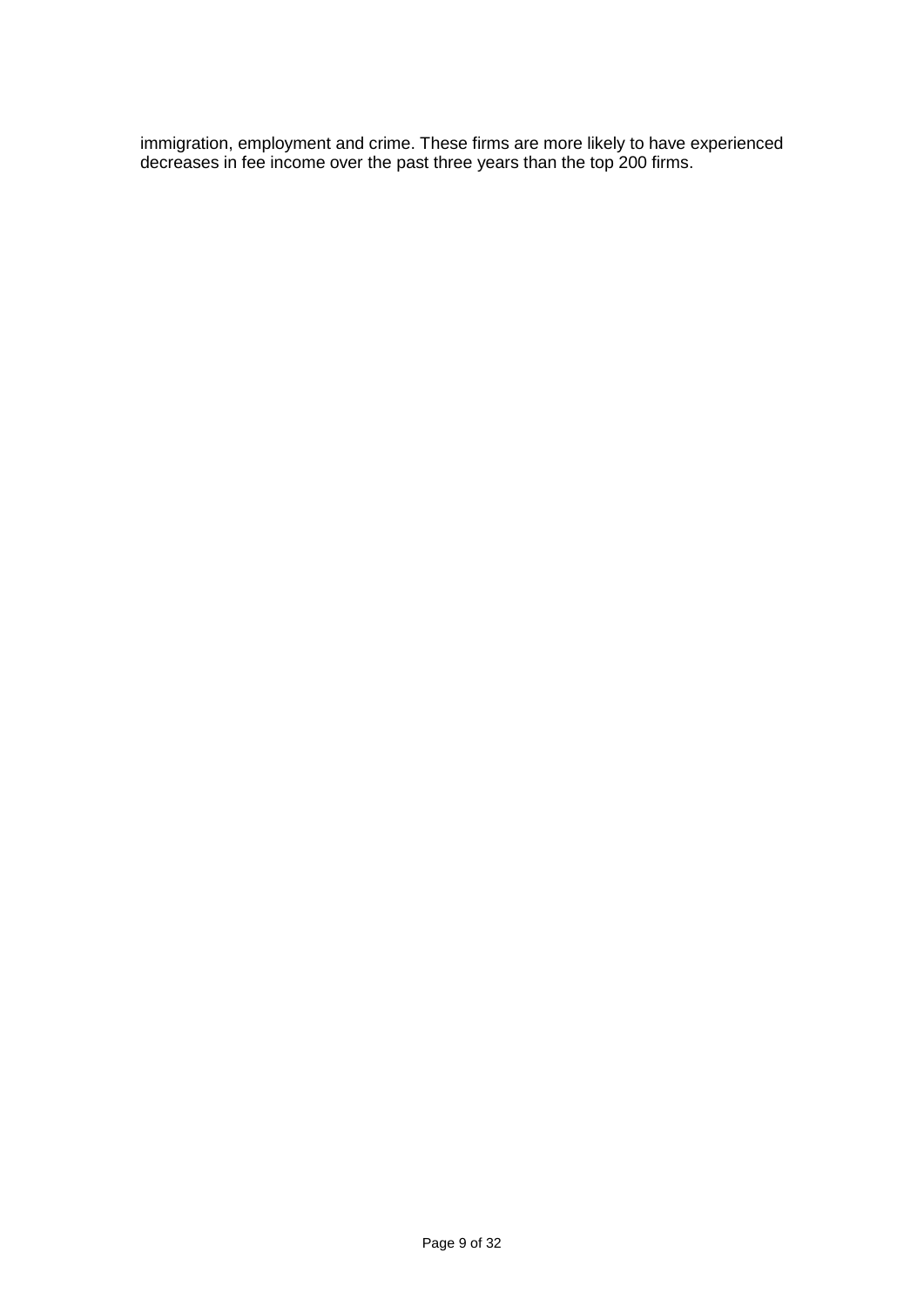immigration, employment and crime. These firms are more likely to have experienced decreases in fee income over the past three years than the top 200 firms.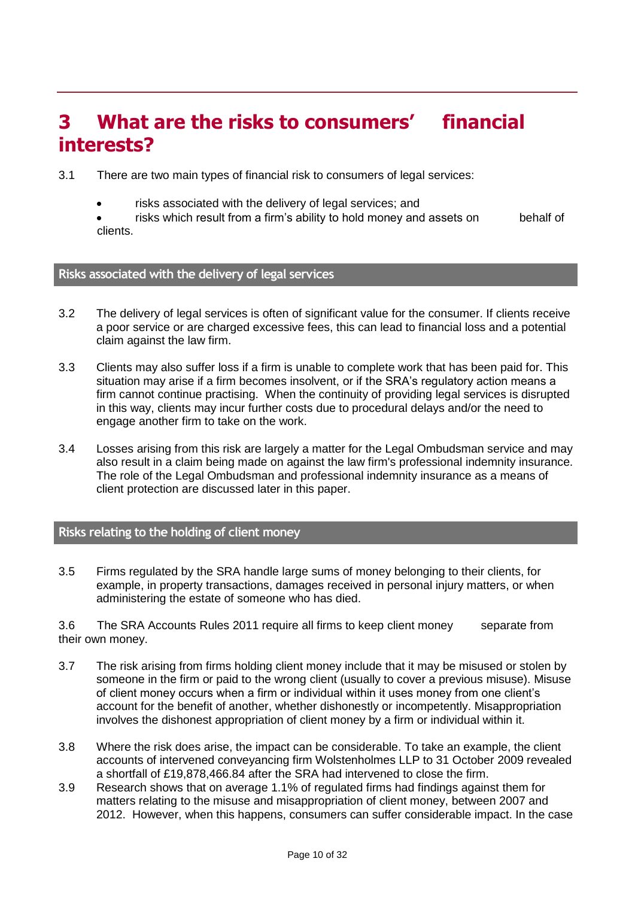# 3 What are the risks to consumers' financial interests?

3.1 There are two main types of financial risk to consumers of legal services:

- risks associated with the delivery of legal services; and
- risks which result from a firm's ability to hold money and assets on behalf of clients.

## Risks associated with the delivery of legal services

3.2 The delivery of legal services is often of significant value for the consumer. If clients receive a poor service or are charged excessive fees, this can lead to financial loss and a potential claim against the law firm.

3.3 Clients may also suffer loss if a firm is unable to complete work that has been paid for. This situation may arise if a firm becomes insolvent, or if the SRA's regulatory action means a firm cannot continue practising. When the continuity of providing legal services is disrupted in this way, clients may incur further costs due to procedural delays and/or the need to engage another firm to take on the work.

3.4 Losses arising from this risk are largely a matter for the Legal Ombudsman service and may also result in a claim being made on against the law firm's professional indemnity insurance. The role of the Legal Ombudsman and professional indemnity insurance as a means of client protection are discussed later in this paper.

## Risks relating to the holding of client money

3.5 Firms regulated by the SRA handle large sums of money belonging to their clients, for example, in property transactions, damages received in personal injury matters, or when administering the estate of someone who has died.

3.6 The SRA Accounts Rules 2011 require all firms to keep client money separate from their own money.

3.7 The risk arising from firms holding client money include that it may be misused or stolen by someone in the firm or paid to the wrong client (usually to cover a previous misuse). Misuse of client money occurs when a firm or individual within it uses money from one client's account for the benefit of another, whether dishonestly or incompetently. Misappropriation involves the dishonest appropriation of client money by a firm or individual within it.

3.8 Where the risk does arise, the impact can be considerable. To take an example, the client accounts of intervened conveyancing firm Wolstenholmes LLP to 31 October 2009 revealed a shortfall of £19,878,466.84 after the SRA had intervened to close the firm.

3.9 Research shows that on average 1.1% of regulated firms had findings against them for matters relating to the misuse and misappropriation of client money, between 2007 and 2012. However, when this happens, consumers can suffer considerable impact. In the case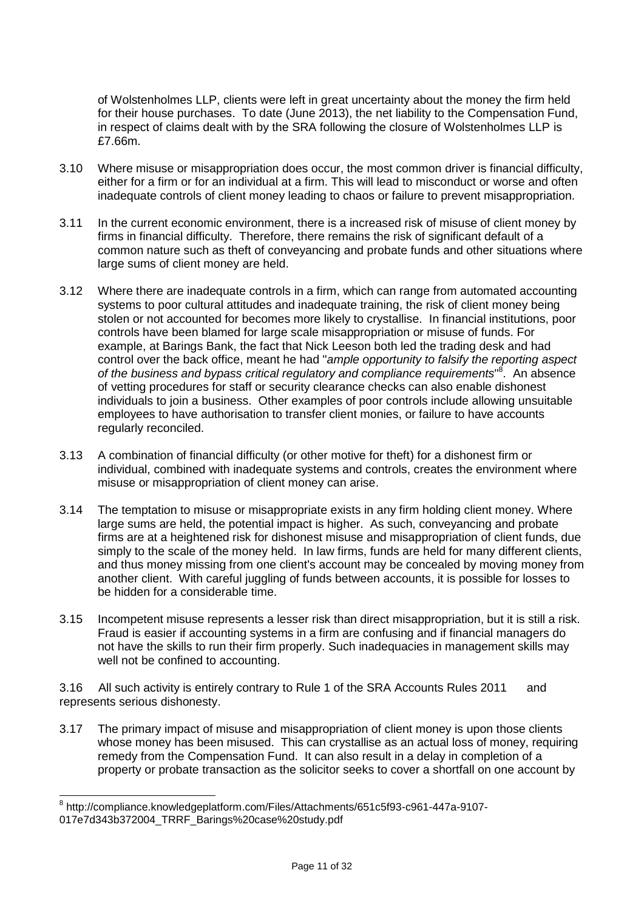of Wolstenholmes LLP, clients were left in great uncertainty about the money the firm held for their house purchases. To date (June 2013), the net liability to the Compensation Fund, in respect of claims dealt with by the SRA following the closure of Wolstenholmes LLP is £7.66m.

3.10 Where misuse or misappropriation does occur, the most common driver is financial difficulty, either for a firm or for an individual at a firm. This will lead to misconduct or worse and often inadequate controls of client money leading to chaos or failure to prevent misappropriation.

3.11 In the current economic environment, there is a increased risk of misuse of client money by firms in financial difficulty. Therefore, there remains the risk of significant default of a common nature such as theft of conveyancing and probate funds and other situations where large sums of client money are held.

3.12 Where there are inadequate controls in a firm, which can range from automated accounting systems to poor cultural attitudes and inadequate training, the risk of client money being stolen or not accounted for becomes more likely to crystallise. In financial institutions, poor controls have been blamed for large scale misappropriation or misuse of funds. For example, at Barings Bank, the fact that Nick Leeson both led the trading desk and had control over the back office, meant he had "*ample opportunity to falsify the reporting aspect of the business and bypass critical regulatory and compliance requirements*"[8]. An absence of vetting procedures for staff or security clearance checks can also enable dishonest individuals to join a business. Other examples of poor controls include allowing unsuitable employees to have authorisation to transfer client monies, or failure to have accounts regularly reconciled.

3.13 A combination of financial difficulty (or other motive for theft) for a dishonest firm or individual, combined with inadequate systems and controls, creates the environment where misuse or misappropriation of client money can arise.

3.14 The temptation to misuse or misappropriate exists in any firm holding client money. Where large sums are held, the potential impact is higher. As such, conveyancing and probate firms are at a heightened risk for dishonest misuse and misappropriation of client funds, due simply to the scale of the money held. In law firms, funds are held for many different clients, and thus money missing from one client's account may be concealed by moving money from another client. With careful juggling of funds between accounts, it is possible for losses to be hidden for a considerable time.

3.15 Incompetent misuse represents a lesser risk than direct misappropriation, but it is still a risk. Fraud is easier if accounting systems in a firm are confusing and if financial managers do not have the skills to run their firm properly. Such inadequacies in management skills may well not be confined to accounting.

3.16 All such activity is entirely contrary to Rule 1 of the SRA Accounts Rules 2011 and represents serious dishonesty.

3.17 The primary impact of misuse and misappropriation of client money is upon those clients whose money has been misused. This can crystallise as an actual loss of money, requiring remedy from the Compensation Fund. It can also result in a delay in completion of a property or probate transaction as the solicitor seeks to cover a shortfall on one account by

[8] http://compliance.knowledgeplatform.com/Files/Attachments/651c5f93-c961-447a-9107-017e7d343b372004_TRRF_Barings%20case%20study.pdf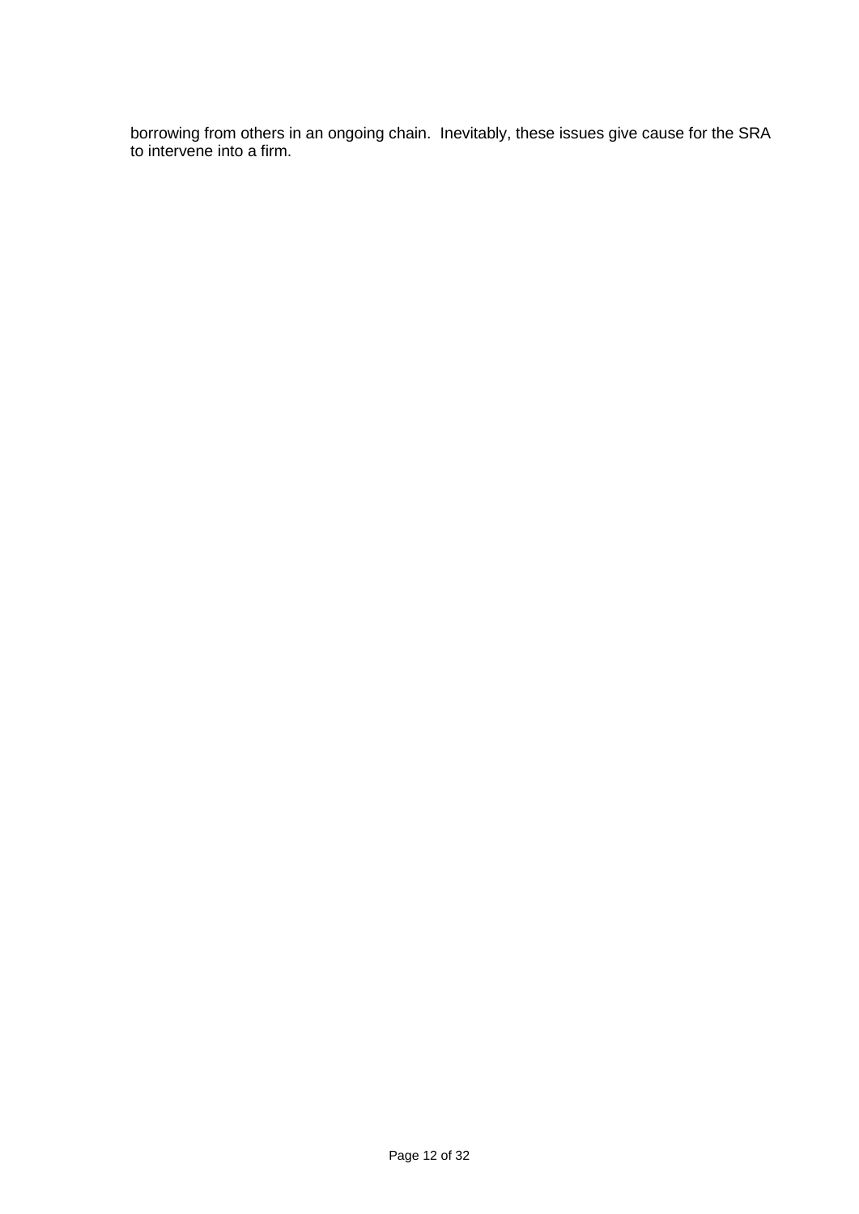borrowing from others in an ongoing chain. Inevitably, these issues give cause for the SRA to intervene into a firm.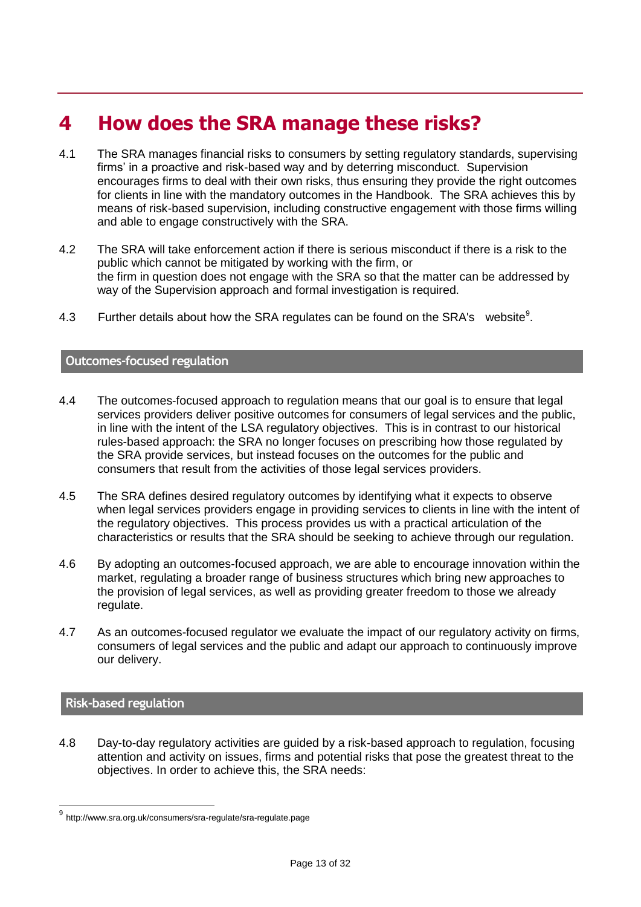# 4 How does the SRA manage these risks?

4.1 The SRA manages financial risks to consumers by setting regulatory standards, supervising firms' in a proactive and risk-based way and by deterring misconduct. Supervision encourages firms to deal with their own risks, thus ensuring they provide the right outcomes for clients in line with the mandatory outcomes in the Handbook. The SRA achieves this by means of risk-based supervision, including constructive engagement with those firms willing and able to engage constructively with the SRA.

4.2 The SRA will take enforcement action if there is serious misconduct if there is a risk to the public which cannot be mitigated by working with the firm, or the firm in question does not engage with the SRA so that the matter can be addressed by way of the Supervision approach and formal investigation is required.

4.3 Further details about how the SRA regulates can be found on the SRA's website[9].

## Outcomes-focused regulation

4.4 The outcomes-focused approach to regulation means that our goal is to ensure that legal services providers deliver positive outcomes for consumers of legal services and the public, in line with the intent of the LSA regulatory objectives. This is in contrast to our historical rules-based approach: the SRA no longer focuses on prescribing how those regulated by the SRA provide services, but instead focuses on the outcomes for the public and consumers that result from the activities of those legal services providers.

4.5 The SRA defines desired regulatory outcomes by identifying what it expects to observe when legal services providers engage in providing services to clients in line with the intent of the regulatory objectives. This process provides us with a practical articulation of the characteristics or results that the SRA should be seeking to achieve through our regulation.

4.6 By adopting an outcomes-focused approach, we are able to encourage innovation within the market, regulating a broader range of business structures which bring new approaches to the provision of legal services, as well as providing greater freedom to those we already regulate.

4.7 As an outcomes-focused regulator we evaluate the impact of our regulatory activity on firms, consumers of legal services and the public and adapt our approach to continuously improve our delivery.

## Risk-based regulation

4.8 Day-to-day regulatory activities are guided by a risk-based approach to regulation, focusing attention and activity on issues, firms and potential risks that pose the greatest threat to the objectives. In order to achieve this, the SRA needs:

---

[9] http://www.sra.org.uk/consumers/sra-regulate/sra-regulate.page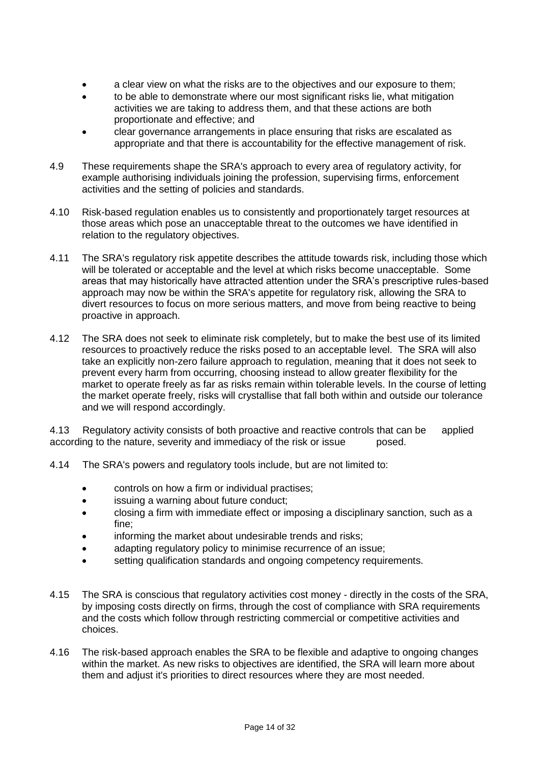- a clear view on what the risks are to the objectives and our exposure to them;
- to be able to demonstrate where our most significant risks lie, what mitigation activities we are taking to address them, and that these actions are both proportionate and effective; and
- clear governance arrangements in place ensuring that risks are escalated as appropriate and that there is accountability for the effective management of risk.

4.9 These requirements shape the SRA's approach to every area of regulatory activity, for example authorising individuals joining the profession, supervising firms, enforcement activities and the setting of policies and standards.

4.10 Risk-based regulation enables us to consistently and proportionately target resources at those areas which pose an unacceptable threat to the outcomes we have identified in relation to the regulatory objectives.

4.11 The SRA's regulatory risk appetite describes the attitude towards risk, including those which will be tolerated or acceptable and the level at which risks become unacceptable. Some areas that may historically have attracted attention under the SRA's prescriptive rules-based approach may now be within the SRA's appetite for regulatory risk, allowing the SRA to divert resources to focus on more serious matters, and move from being reactive to being proactive in approach.

4.12 The SRA does not seek to eliminate risk completely, but to make the best use of its limited resources to proactively reduce the risks posed to an acceptable level. The SRA will also take an explicitly non-zero failure approach to regulation, meaning that it does not seek to prevent every harm from occurring, choosing instead to allow greater flexibility for the market to operate freely as far as risks remain within tolerable levels. In the course of letting the market operate freely, risks will crystallise that fall both within and outside our tolerance and we will respond accordingly.

4.13 Regulatory activity consists of both proactive and reactive controls that can be applied according to the nature, severity and immediacy of the risk or issue posed.

4.14 The SRA's powers and regulatory tools include, but are not limited to:

- controls on how a firm or individual practises;
- issuing a warning about future conduct;
- closing a firm with immediate effect or imposing a disciplinary sanction, such as a fine;
- informing the market about undesirable trends and risks;
- adapting regulatory policy to minimise recurrence of an issue;
- setting qualification standards and ongoing competency requirements.

4.15 The SRA is conscious that regulatory activities cost money - directly in the costs of the SRA, by imposing costs directly on firms, through the cost of compliance with SRA requirements and the costs which follow through restricting commercial or competitive activities and choices.

4.16 The risk-based approach enables the SRA to be flexible and adaptive to ongoing changes within the market. As new risks to objectives are identified, the SRA will learn more about them and adjust it's priorities to direct resources where they are most needed.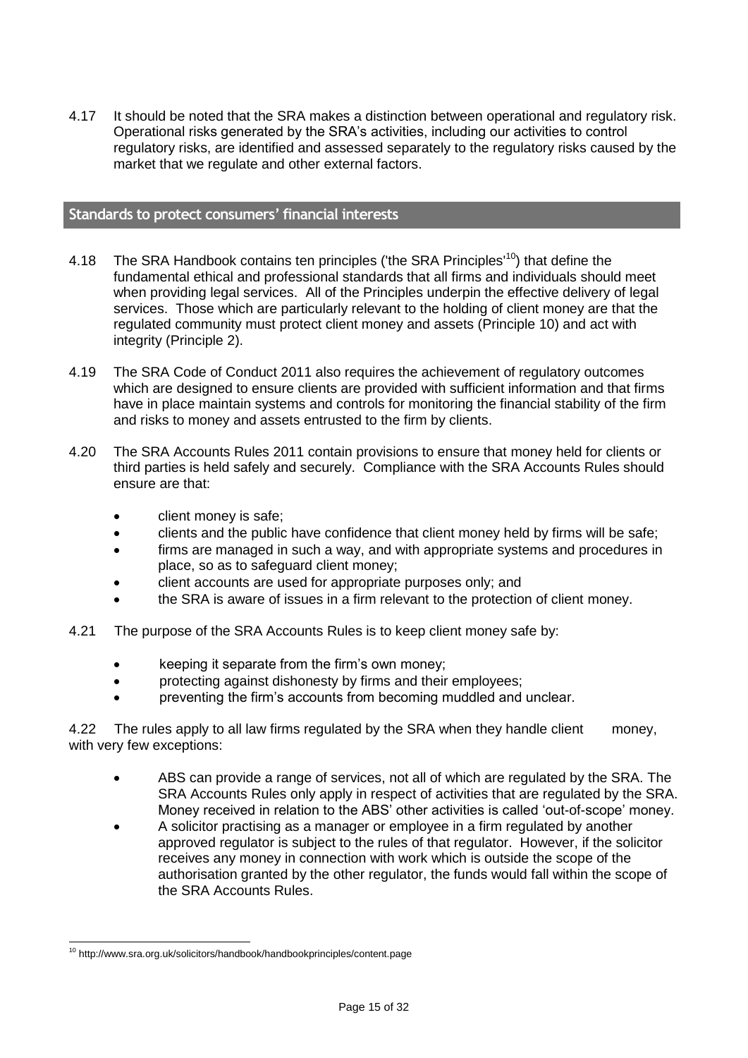4.17 It should be noted that the SRA makes a distinction between operational and regulatory risk. Operational risks generated by the SRA's activities, including our activities to control regulatory risks, are identified and assessed separately to the regulatory risks caused by the market that we regulate and other external factors.

## Standards to protect consumers' financial interests

4.18 The SRA Handbook contains ten principles ('the SRA Principles'[10]) that define the fundamental ethical and professional standards that all firms and individuals should meet when providing legal services. All of the Principles underpin the effective delivery of legal services. Those which are particularly relevant to the holding of client money are that the regulated community must protect client money and assets (Principle 10) and act with integrity (Principle 2).

4.19 The SRA Code of Conduct 2011 also requires the achievement of regulatory outcomes which are designed to ensure clients are provided with sufficient information and that firms have in place maintain systems and controls for monitoring the financial stability of the firm and risks to money and assets entrusted to the firm by clients.

4.20 The SRA Accounts Rules 2011 contain provisions to ensure that money held for clients or third parties is held safely and securely. Compliance with the SRA Accounts Rules should ensure are that:

- client money is safe;
- clients and the public have confidence that client money held by firms will be safe;
- firms are managed in such a way, and with appropriate systems and procedures in place, so as to safeguard client money;
- client accounts are used for appropriate purposes only; and
- the SRA is aware of issues in a firm relevant to the protection of client money.

4.21 The purpose of the SRA Accounts Rules is to keep client money safe by:

- keeping it separate from the firm's own money;
- protecting against dishonesty by firms and their employees;
- preventing the firm's accounts from becoming muddled and unclear.

4.22 The rules apply to all law firms regulated by the SRA when they handle client money, with very few exceptions:

- ABS can provide a range of services, not all of which are regulated by the SRA. The SRA Accounts Rules only apply in respect of activities that are regulated by the SRA. Money received in relation to the ABS' other activities is called 'out-of-scope' money.
- A solicitor practising as a manager or employee in a firm regulated by another approved regulator is subject to the rules of that regulator. However, if the solicitor receives any money in connection with work which is outside the scope of the authorisation granted by the other regulator, the funds would fall within the scope of the SRA Accounts Rules.

[10] http://www.sra.org.uk/solicitors/handbook/handbookprinciples/content.page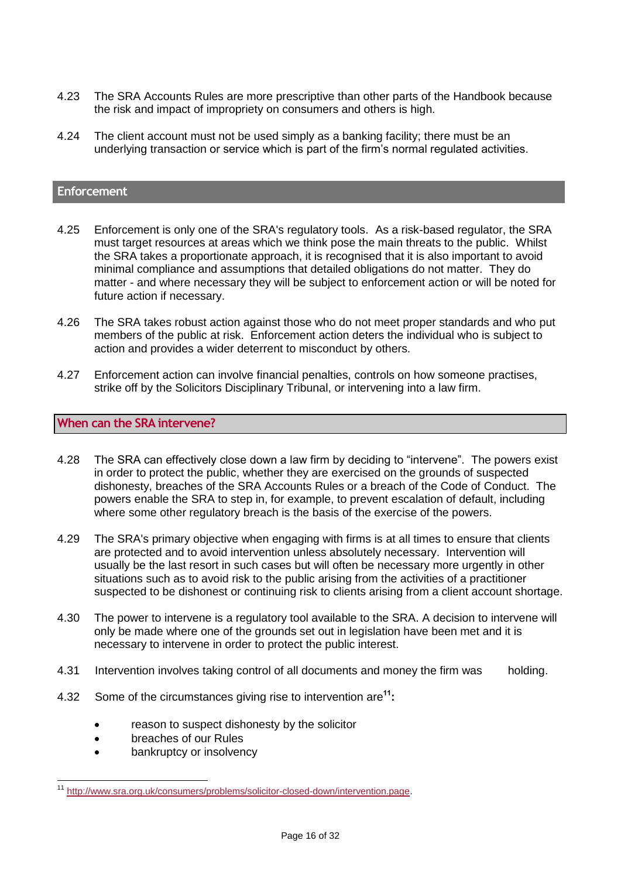4.23 The SRA Accounts Rules are more prescriptive than other parts of the Handbook because the risk and impact of impropriety on consumers and others is high.

4.24 The client account must not be used simply as a banking facility; there must be an underlying transaction or service which is part of the firm's normal regulated activities.

## Enforcement

4.25 Enforcement is only one of the SRA's regulatory tools. As a risk-based regulator, the SRA must target resources at areas which we think pose the main threats to the public. Whilst the SRA takes a proportionate approach, it is recognised that it is also important to avoid minimal compliance and assumptions that detailed obligations do not matter. They do matter - and where necessary they will be subject to enforcement action or will be noted for future action if necessary.

4.26 The SRA takes robust action against those who do not meet proper standards and who put members of the public at risk. Enforcement action deters the individual who is subject to action and provides a wider deterrent to misconduct by others.

4.27 Enforcement action can involve financial penalties, controls on how someone practises, strike off by the Solicitors Disciplinary Tribunal, or intervening into a law firm.

## When can the SRA intervene?

4.28 The SRA can effectively close down a law firm by deciding to "intervene". The powers exist in order to protect the public, whether they are exercised on the grounds of suspected dishonesty, breaches of the SRA Accounts Rules or a breach of the Code of Conduct. The powers enable the SRA to step in, for example, to prevent escalation of default, including where some other regulatory breach is the basis of the exercise of the powers.

4.29 The SRA's primary objective when engaging with firms is at all times to ensure that clients are protected and to avoid intervention unless absolutely necessary. Intervention will usually be the last resort in such cases but will often be necessary more urgently in other situations such as to avoid risk to the public arising from the activities of a practitioner suspected to be dishonest or continuing risk to clients arising from a client account shortage.

4.30 The power to intervene is a regulatory tool available to the SRA. A decision to intervene will only be made where one of the grounds set out in legislation have been met and it is necessary to intervene in order to protect the public interest.

4.31 Intervention involves taking control of all documents and money the firm was holding.

4.32 Some of the circumstances giving rise to intervention are[11]**:**

- reason to suspect dishonesty by the solicitor
- breaches of our Rules
- bankruptcy or insolvency

---

[11] http://www.sra.org.uk/consumers/problems/solicitor-closed-down/intervention.page.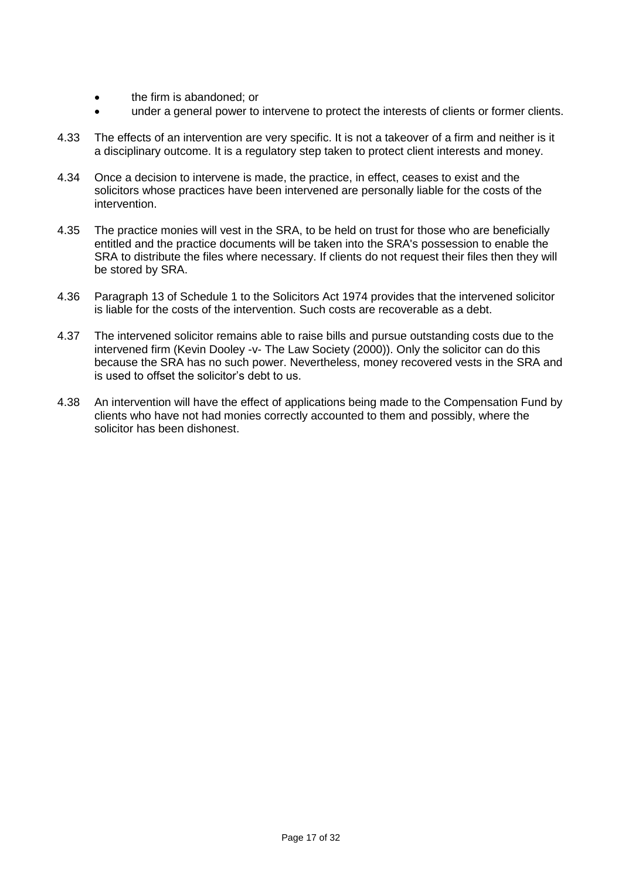- the firm is abandoned; or
- under a general power to intervene to protect the interests of clients or former clients.

4.33 The effects of an intervention are very specific. It is not a takeover of a firm and neither is it a disciplinary outcome. It is a regulatory step taken to protect client interests and money.

4.34 Once a decision to intervene is made, the practice, in effect, ceases to exist and the solicitors whose practices have been intervened are personally liable for the costs of the intervention.

4.35 The practice monies will vest in the SRA, to be held on trust for those who are beneficially entitled and the practice documents will be taken into the SRA's possession to enable the SRA to distribute the files where necessary. If clients do not request their files then they will be stored by SRA.

4.36 Paragraph 13 of Schedule 1 to the Solicitors Act 1974 provides that the intervened solicitor is liable for the costs of the intervention. Such costs are recoverable as a debt.

4.37 The intervened solicitor remains able to raise bills and pursue outstanding costs due to the intervened firm (Kevin Dooley -v- The Law Society (2000)). Only the solicitor can do this because the SRA has no such power. Nevertheless, money recovered vests in the SRA and is used to offset the solicitor's debt to us.

4.38 An intervention will have the effect of applications being made to the Compensation Fund by clients who have not had monies correctly accounted to them and possibly, where the solicitor has been dishonest.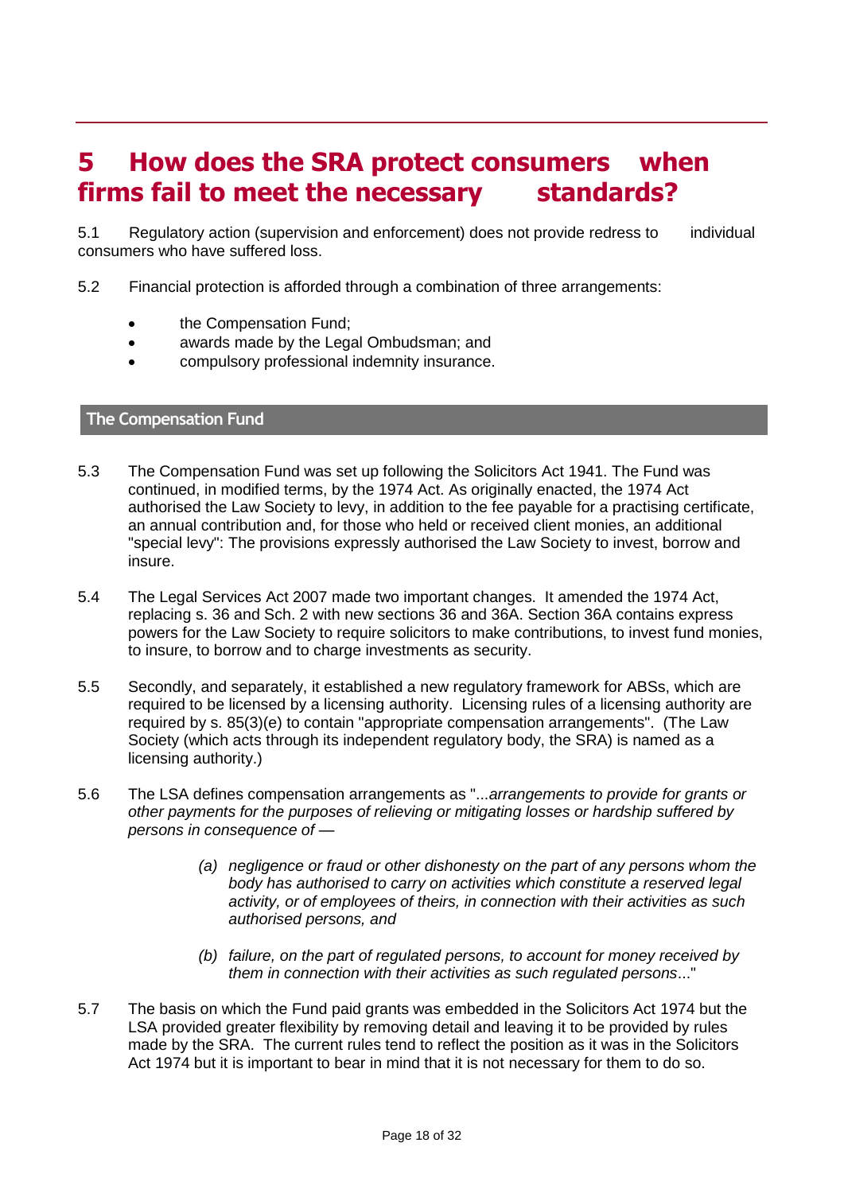# 5 How does the SRA protect consumers when firms fail to meet the necessary standards?

5.1 Regulatory action (supervision and enforcement) does not provide redress to individual consumers who have suffered loss.

5.2 Financial protection is afforded through a combination of three arrangements:

- the Compensation Fund;
- awards made by the Legal Ombudsman; and
- compulsory professional indemnity insurance.

## The Compensation Fund

5.3 The Compensation Fund was set up following the Solicitors Act 1941. The Fund was continued, in modified terms, by the 1974 Act. As originally enacted, the 1974 Act authorised the Law Society to levy, in addition to the fee payable for a practising certificate, an annual contribution and, for those who held or received client monies, an additional "special levy": The provisions expressly authorised the Law Society to invest, borrow and insure.

5.4 The Legal Services Act 2007 made two important changes. It amended the 1974 Act, replacing s. 36 and Sch. 2 with new sections 36 and 36A. Section 36A contains express powers for the Law Society to require solicitors to make contributions, to invest fund monies, to insure, to borrow and to charge investments as security.

5.5 Secondly, and separately, it established a new regulatory framework for ABSs, which are required to be licensed by a licensing authority. Licensing rules of a licensing authority are required by s. 85(3)(e) to contain "appropriate compensation arrangements". (The Law Society (which acts through its independent regulatory body, the SRA) is named as a licensing authority.)

5.6 The LSA defines compensation arrangements as "...*arrangements to provide for grants or other payments for the purposes of relieving or mitigating losses or hardship suffered by persons in consequence of —*

> *(a) negligence or fraud or other dishonesty on the part of any persons whom the body has authorised to carry on activities which constitute a reserved legal activity, or of employees of theirs, in connection with their activities as such authorised persons, and*
>
> *(b) failure, on the part of regulated persons, to account for money received by them in connection with their activities as such regulated persons*..."

5.7 The basis on which the Fund paid grants was embedded in the Solicitors Act 1974 but the LSA provided greater flexibility by removing detail and leaving it to be provided by rules made by the SRA. The current rules tend to reflect the position as it was in the Solicitors Act 1974 but it is important to bear in mind that it is not necessary for them to do so.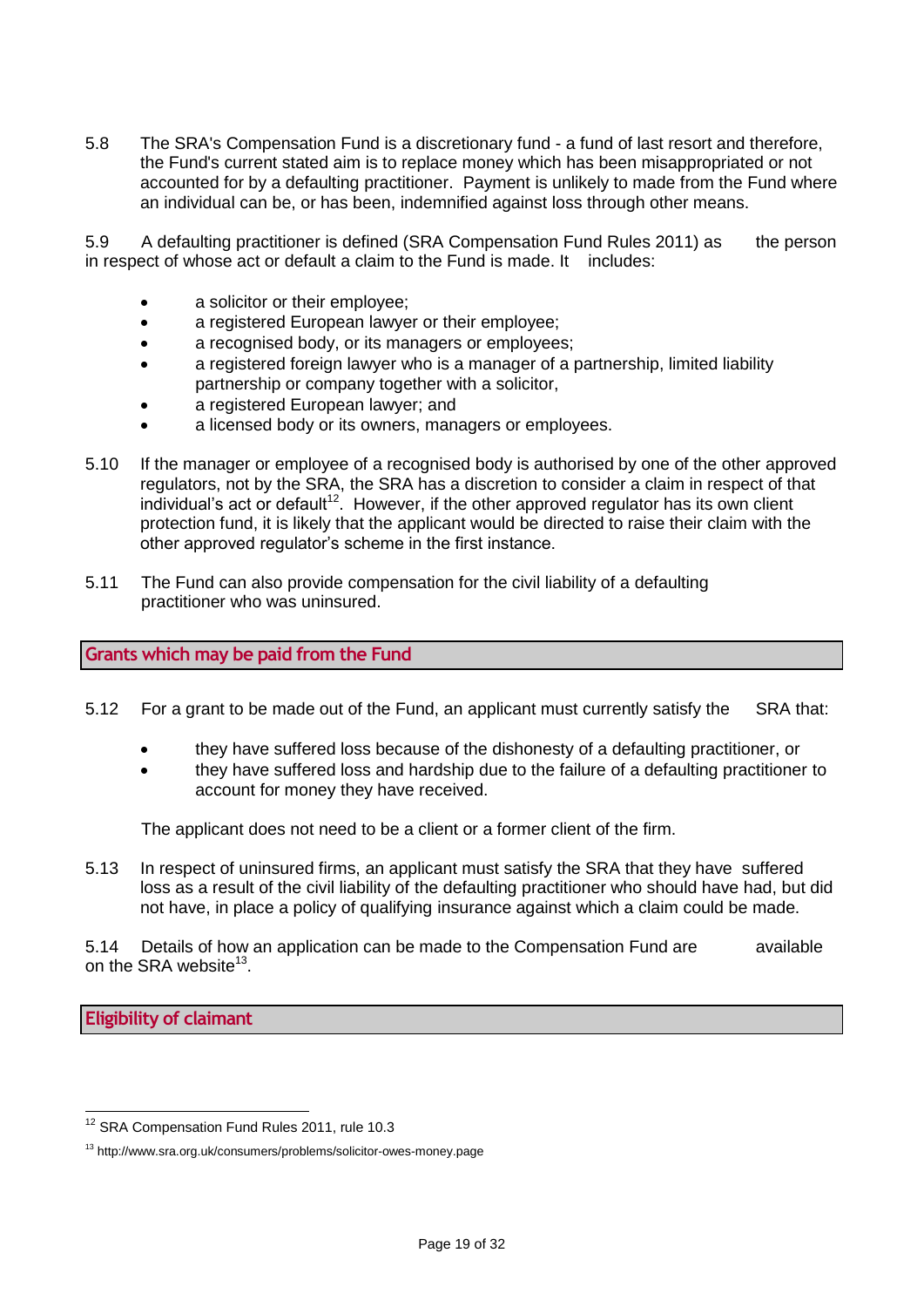5.8 The SRA's Compensation Fund is a discretionary fund - a fund of last resort and therefore, the Fund's current stated aim is to replace money which has been misappropriated or not accounted for by a defaulting practitioner. Payment is unlikely to made from the Fund where an individual can be, or has been, indemnified against loss through other means.

5.9 A defaulting practitioner is defined (SRA Compensation Fund Rules 2011) as the person in respect of whose act or default a claim to the Fund is made. It includes:

- a solicitor or their employee;
- a registered European lawyer or their employee;
- a recognised body, or its managers or employees;
- a registered foreign lawyer who is a manager of a partnership, limited liability partnership or company together with a solicitor,
- a registered European lawyer; and
- a licensed body or its owners, managers or employees.

5.10 If the manager or employee of a recognised body is authorised by one of the other approved regulators, not by the SRA, the SRA has a discretion to consider a claim in respect of that individual's act or default[12]. However, if the other approved regulator has its own client protection fund, it is likely that the applicant would be directed to raise their claim with the other approved regulator's scheme in the first instance.

5.11 The Fund can also provide compensation for the civil liability of a defaulting practitioner who was uninsured.

## Grants which may be paid from the Fund

5.12 For a grant to be made out of the Fund, an applicant must currently satisfy the SRA that:

- they have suffered loss because of the dishonesty of a defaulting practitioner, or
- they have suffered loss and hardship due to the failure of a defaulting practitioner to account for money they have received.

The applicant does not need to be a client or a former client of the firm.

5.13 In respect of uninsured firms, an applicant must satisfy the SRA that they have suffered loss as a result of the civil liability of the defaulting practitioner who should have had, but did not have, in place a policy of qualifying insurance against which a claim could be made.

5.14 Details of how an application can be made to the Compensation Fund are available on the SRA website[13].

## Eligibility of claimant

---

[12] SRA Compensation Fund Rules 2011, rule 10.3

[13] http://www.sra.org.uk/consumers/problems/solicitor-owes-money.page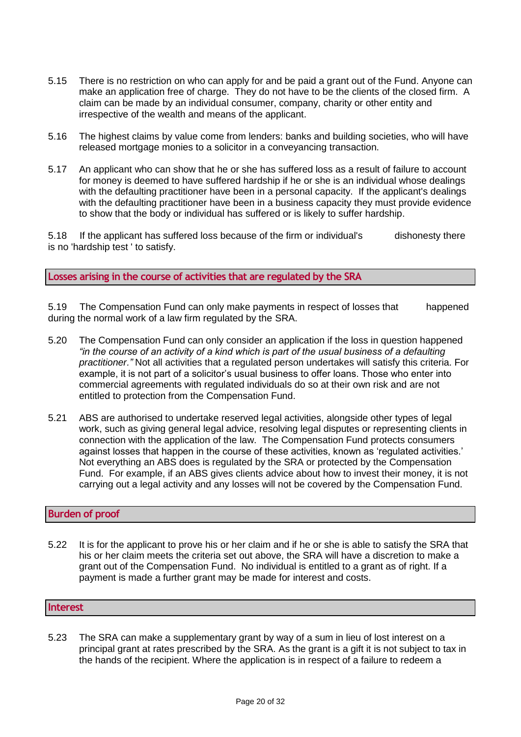5.15 There is no restriction on who can apply for and be paid a grant out of the Fund. Anyone can make an application free of charge. They do not have to be the clients of the closed firm. A claim can be made by an individual consumer, company, charity or other entity and irrespective of the wealth and means of the applicant.

5.16 The highest claims by value come from lenders: banks and building societies, who will have released mortgage monies to a solicitor in a conveyancing transaction.

5.17 An applicant who can show that he or she has suffered loss as a result of failure to account for money is deemed to have suffered hardship if he or she is an individual whose dealings with the defaulting practitioner have been in a personal capacity. If the applicant's dealings with the defaulting practitioner have been in a business capacity they must provide evidence to show that the body or individual has suffered or is likely to suffer hardship.

5.18 If the applicant has suffered loss because of the firm or individual's dishonesty there is no 'hardship test ' to satisfy.

## Losses arising in the course of activities that are regulated by the SRA

5.19 The Compensation Fund can only make payments in respect of losses that happened during the normal work of a law firm regulated by the SRA.

5.20 The Compensation Fund can only consider an application if the loss in question happened *"in the course of an activity of a kind which is part of the usual business of a defaulting practitioner."* Not all activities that a regulated person undertakes will satisfy this criteria. For example, it is not part of a solicitor's usual business to offer loans. Those who enter into commercial agreements with regulated individuals do so at their own risk and are not entitled to protection from the Compensation Fund.

5.21 ABS are authorised to undertake reserved legal activities, alongside other types of legal work, such as giving general legal advice, resolving legal disputes or representing clients in connection with the application of the law. The Compensation Fund protects consumers against losses that happen in the course of these activities, known as 'regulated activities.' Not everything an ABS does is regulated by the SRA or protected by the Compensation Fund. For example, if an ABS gives clients advice about how to invest their money, it is not carrying out a legal activity and any losses will not be covered by the Compensation Fund.

## Burden of proof

5.22 It is for the applicant to prove his or her claim and if he or she is able to satisfy the SRA that his or her claim meets the criteria set out above, the SRA will have a discretion to make a grant out of the Compensation Fund. No individual is entitled to a grant as of right. If a payment is made a further grant may be made for interest and costs.

## Interest

5.23 The SRA can make a supplementary grant by way of a sum in lieu of lost interest on a principal grant at rates prescribed by the SRA. As the grant is a gift it is not subject to tax in the hands of the recipient. Where the application is in respect of a failure to redeem a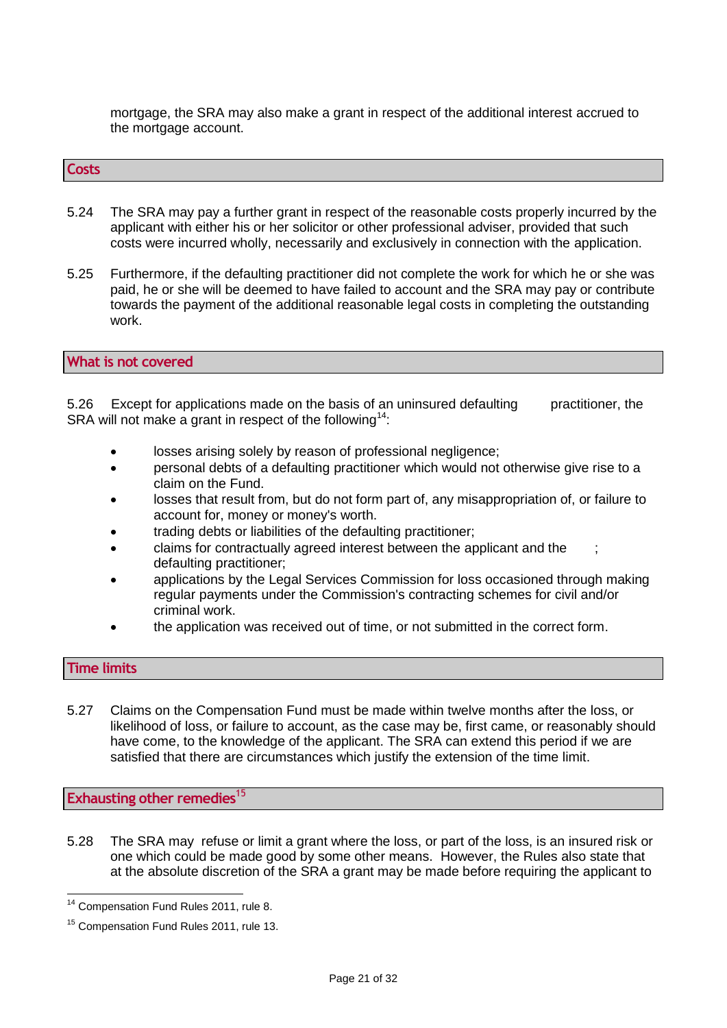mortgage, the SRA may also make a grant in respect of the additional interest accrued to the mortgage account.

## Costs

5.24 The SRA may pay a further grant in respect of the reasonable costs properly incurred by the applicant with either his or her solicitor or other professional adviser, provided that such costs were incurred wholly, necessarily and exclusively in connection with the application.

5.25 Furthermore, if the defaulting practitioner did not complete the work for which he or she was paid, he or she will be deemed to have failed to account and the SRA may pay or contribute towards the payment of the additional reasonable legal costs in completing the outstanding work.

## What is not covered

5.26 Except for applications made on the basis of an uninsured defaulting practitioner, the SRA will not make a grant in respect of the following[14]:

- losses arising solely by reason of professional negligence;
- personal debts of a defaulting practitioner which would not otherwise give rise to a claim on the Fund.
- losses that result from, but do not form part of, any misappropriation of, or failure to account for, money or money's worth.
- trading debts or liabilities of the defaulting practitioner;
- claims for contractually agreed interest between the applicant and the ; defaulting practitioner;
- applications by the Legal Services Commission for loss occasioned through making regular payments under the Commission's contracting schemes for civil and/or criminal work.
- the application was received out of time, or not submitted in the correct form.

## Time limits

5.27 Claims on the Compensation Fund must be made within twelve months after the loss, or likelihood of loss, or failure to account, as the case may be, first came, or reasonably should have come, to the knowledge of the applicant. The SRA can extend this period if we are satisfied that there are circumstances which justify the extension of the time limit.

## Exhausting other remedies[15]

5.28 The SRA may refuse or limit a grant where the loss, or part of the loss, is an insured risk or one which could be made good by some other means. However, the Rules also state that at the absolute discretion of the SRA a grant may be made before requiring the applicant to

[14] Compensation Fund Rules 2011, rule 8.

[15] Compensation Fund Rules 2011, rule 13.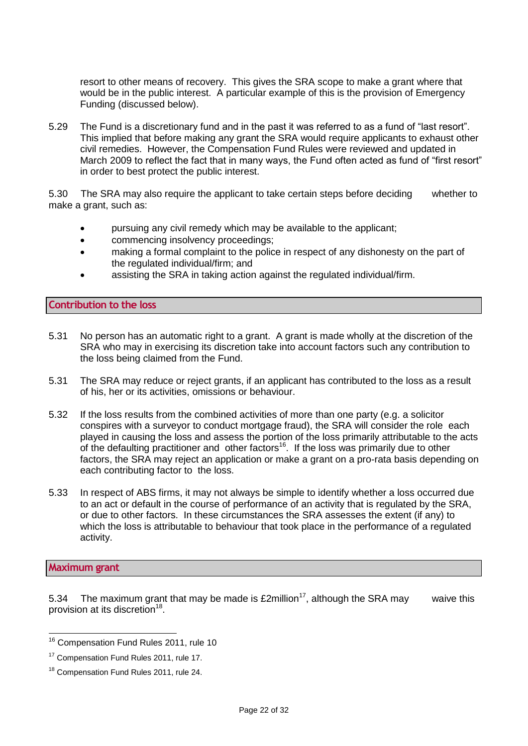resort to other means of recovery. This gives the SRA scope to make a grant where that would be in the public interest. A particular example of this is the provision of Emergency Funding (discussed below).

5.29 The Fund is a discretionary fund and in the past it was referred to as a fund of "last resort". This implied that before making any grant the SRA would require applicants to exhaust other civil remedies. However, the Compensation Fund Rules were reviewed and updated in March 2009 to reflect the fact that in many ways, the Fund often acted as fund of "first resort" in order to best protect the public interest.

5.30 The SRA may also require the applicant to take certain steps before deciding whether to make a grant, such as:

- pursuing any civil remedy which may be available to the applicant;
- commencing insolvency proceedings;
- making a formal complaint to the police in respect of any dishonesty on the part of the regulated individual/firm; and
- assisting the SRA in taking action against the regulated individual/firm.

## Contribution to the loss

5.31 No person has an automatic right to a grant. A grant is made wholly at the discretion of the SRA who may in exercising its discretion take into account factors such any contribution to the loss being claimed from the Fund.

5.31 The SRA may reduce or reject grants, if an applicant has contributed to the loss as a result of his, her or its activities, omissions or behaviour.

5.32 If the loss results from the combined activities of more than one party (e.g. a solicitor conspires with a surveyor to conduct mortgage fraud), the SRA will consider the role each played in causing the loss and assess the portion of the loss primarily attributable to the acts of the defaulting practitioner and other factors[16]. If the loss was primarily due to other factors, the SRA may reject an application or make a grant on a pro-rata basis depending on each contributing factor to the loss.

5.33 In respect of ABS firms, it may not always be simple to identify whether a loss occurred due to an act or default in the course of performance of an activity that is regulated by the SRA, or due to other factors. In these circumstances the SRA assesses the extent (if any) to which the loss is attributable to behaviour that took place in the performance of a regulated activity.

## Maximum grant

5.34 The maximum grant that may be made is £2million[17], although the SRA may waive this provision at its discretion[18].

---

[16] Compensation Fund Rules 2011, rule 10

[17] Compensation Fund Rules 2011, rule 17.

[18] Compensation Fund Rules 2011, rule 24.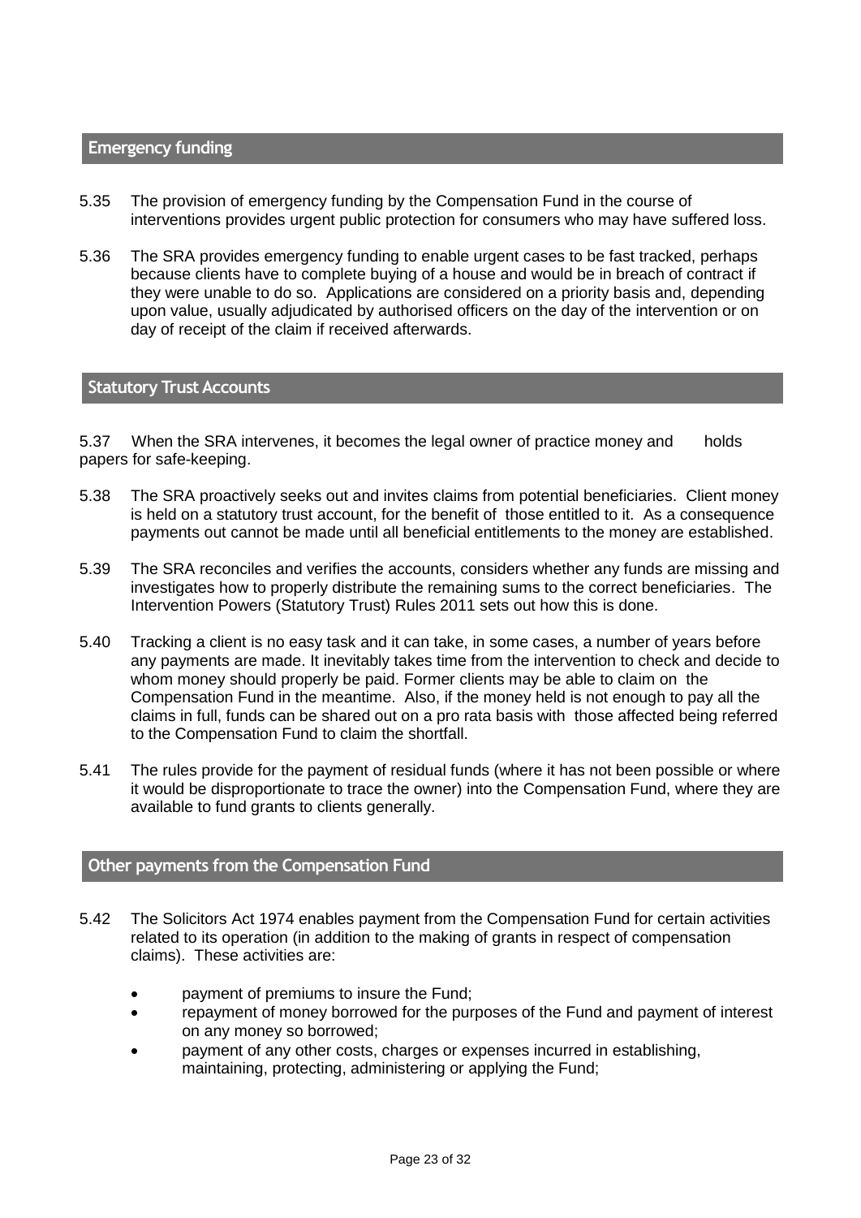## Emergency funding

5.35 The provision of emergency funding by the Compensation Fund in the course of interventions provides urgent public protection for consumers who may have suffered loss.

5.36 The SRA provides emergency funding to enable urgent cases to be fast tracked, perhaps because clients have to complete buying of a house and would be in breach of contract if they were unable to do so. Applications are considered on a priority basis and, depending upon value, usually adjudicated by authorised officers on the day of the intervention or on day of receipt of the claim if received afterwards.

## Statutory Trust Accounts

5.37 When the SRA intervenes, it becomes the legal owner of practice money and holds papers for safe-keeping.

5.38 The SRA proactively seeks out and invites claims from potential beneficiaries. Client money is held on a statutory trust account, for the benefit of those entitled to it. As a consequence payments out cannot be made until all beneficial entitlements to the money are established.

5.39 The SRA reconciles and verifies the accounts, considers whether any funds are missing and investigates how to properly distribute the remaining sums to the correct beneficiaries. The Intervention Powers (Statutory Trust) Rules 2011 sets out how this is done.

5.40 Tracking a client is no easy task and it can take, in some cases, a number of years before any payments are made. It inevitably takes time from the intervention to check and decide to whom money should properly be paid. Former clients may be able to claim on the Compensation Fund in the meantime. Also, if the money held is not enough to pay all the claims in full, funds can be shared out on a pro rata basis with those affected being referred to the Compensation Fund to claim the shortfall.

5.41 The rules provide for the payment of residual funds (where it has not been possible or where it would be disproportionate to trace the owner) into the Compensation Fund, where they are available to fund grants to clients generally.

## Other payments from the Compensation Fund

5.42 The Solicitors Act 1974 enables payment from the Compensation Fund for certain activities related to its operation (in addition to the making of grants in respect of compensation claims). These activities are:

- payment of premiums to insure the Fund;
- repayment of money borrowed for the purposes of the Fund and payment of interest on any money so borrowed;
- payment of any other costs, charges or expenses incurred in establishing, maintaining, protecting, administering or applying the Fund;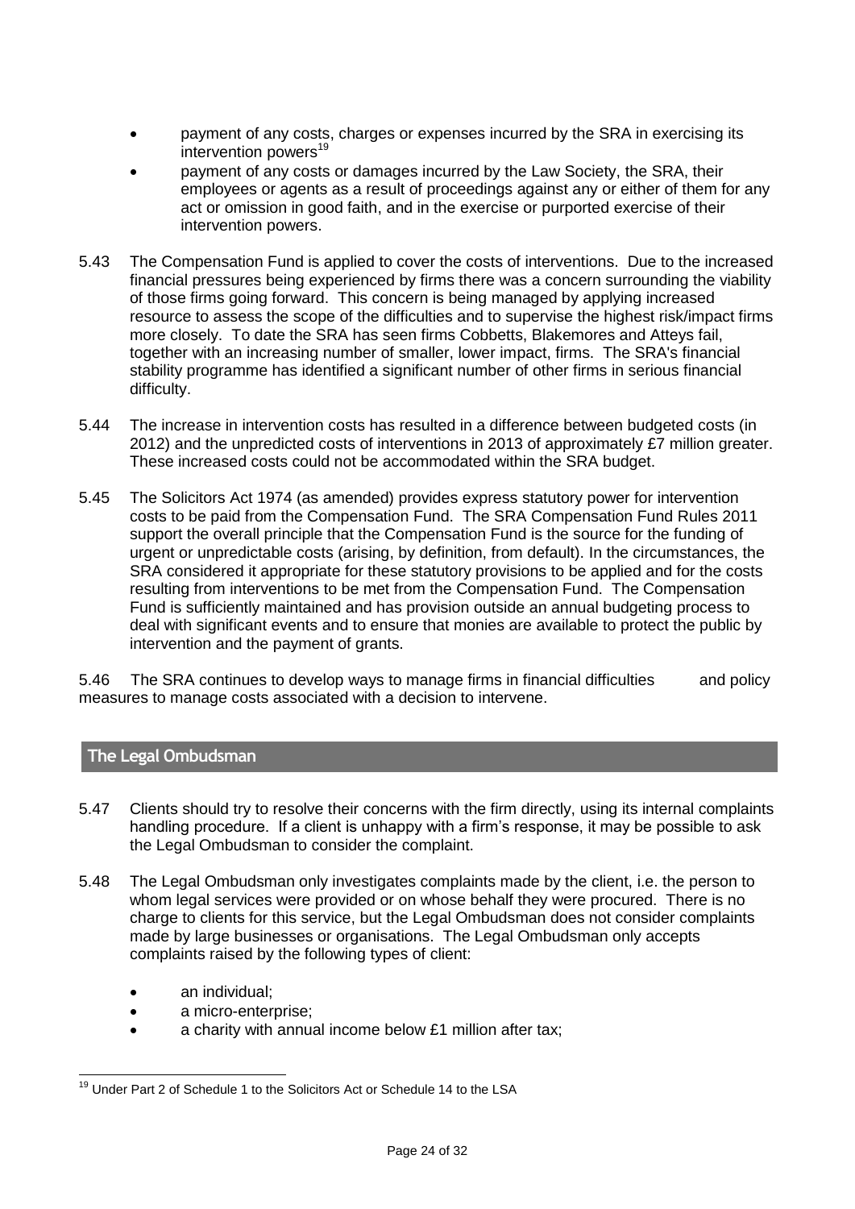- payment of any costs, charges or expenses incurred by the SRA in exercising its intervention powers[19]
- payment of any costs or damages incurred by the Law Society, the SRA, their employees or agents as a result of proceedings against any or either of them for any act or omission in good faith, and in the exercise or purported exercise of their intervention powers.

5.43 The Compensation Fund is applied to cover the costs of interventions. Due to the increased financial pressures being experienced by firms there was a concern surrounding the viability of those firms going forward. This concern is being managed by applying increased resource to assess the scope of the difficulties and to supervise the highest risk/impact firms more closely. To date the SRA has seen firms Cobbetts, Blakemores and Atteys fail, together with an increasing number of smaller, lower impact, firms. The SRA's financial stability programme has identified a significant number of other firms in serious financial difficulty.

5.44 The increase in intervention costs has resulted in a difference between budgeted costs (in 2012) and the unpredicted costs of interventions in 2013 of approximately £7 million greater. These increased costs could not be accommodated within the SRA budget.

5.45 The Solicitors Act 1974 (as amended) provides express statutory power for intervention costs to be paid from the Compensation Fund. The SRA Compensation Fund Rules 2011 support the overall principle that the Compensation Fund is the source for the funding of urgent or unpredictable costs (arising, by definition, from default). In the circumstances, the SRA considered it appropriate for these statutory provisions to be applied and for the costs resulting from interventions to be met from the Compensation Fund. The Compensation Fund is sufficiently maintained and has provision outside an annual budgeting process to deal with significant events and to ensure that monies are available to protect the public by intervention and the payment of grants.

5.46 The SRA continues to develop ways to manage firms in financial difficulties and policy measures to manage costs associated with a decision to intervene.

## The Legal Ombudsman

5.47 Clients should try to resolve their concerns with the firm directly, using its internal complaints handling procedure. If a client is unhappy with a firm's response, it may be possible to ask the Legal Ombudsman to consider the complaint.

5.48 The Legal Ombudsman only investigates complaints made by the client, i.e. the person to whom legal services were provided or on whose behalf they were procured. There is no charge to clients for this service, but the Legal Ombudsman does not consider complaints made by large businesses or organisations. The Legal Ombudsman only accepts complaints raised by the following types of client:

- an individual;
- a micro-enterprise;
- a charity with annual income below £1 million after tax;

[19] Under Part 2 of Schedule 1 to the Solicitors Act or Schedule 14 to the LSA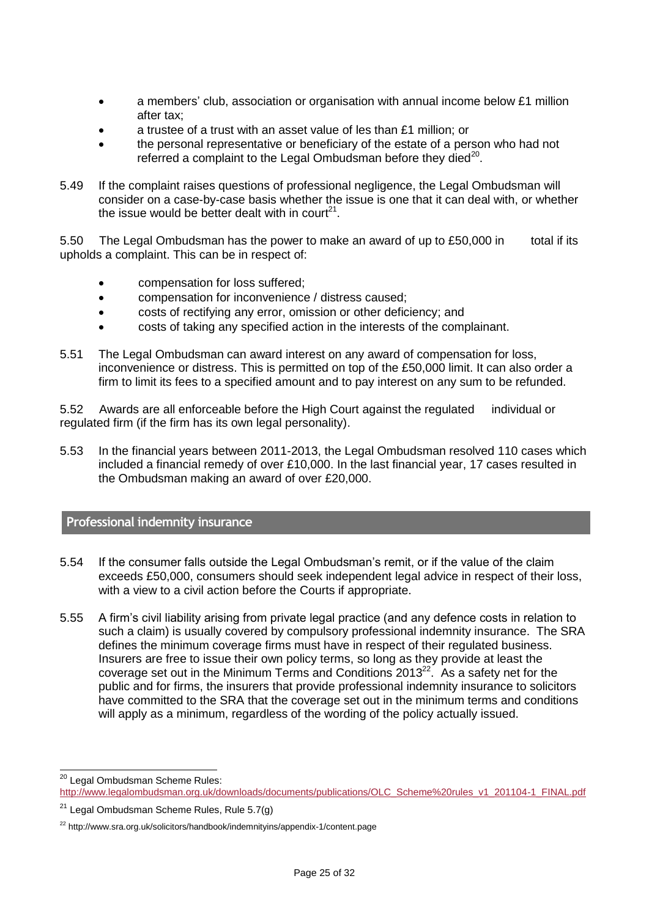- a members' club, association or organisation with annual income below £1 million after tax;
- a trustee of a trust with an asset value of les than £1 million; or
- the personal representative or beneficiary of the estate of a person who had not referred a complaint to the Legal Ombudsman before they died[20].

5.49 If the complaint raises questions of professional negligence, the Legal Ombudsman will consider on a case-by-case basis whether the issue is one that it can deal with, or whether the issue would be better dealt with in court[21].

5.50 The Legal Ombudsman has the power to make an award of up to £50,000 in total if its upholds a complaint. This can be in respect of:

- compensation for loss suffered;
- compensation for inconvenience / distress caused;
- costs of rectifying any error, omission or other deficiency; and
- costs of taking any specified action in the interests of the complainant.

5.51 The Legal Ombudsman can award interest on any award of compensation for loss, inconvenience or distress. This is permitted on top of the £50,000 limit. It can also order a firm to limit its fees to a specified amount and to pay interest on any sum to be refunded.

5.52 Awards are all enforceable before the High Court against the regulated individual or regulated firm (if the firm has its own legal personality).

5.53 In the financial years between 2011-2013, the Legal Ombudsman resolved 110 cases which included a financial remedy of over £10,000. In the last financial year, 17 cases resulted in the Ombudsman making an award of over £20,000.

## Professional indemnity insurance

5.54 If the consumer falls outside the Legal Ombudsman's remit, or if the value of the claim exceeds £50,000, consumers should seek independent legal advice in respect of their loss, with a view to a civil action before the Courts if appropriate.

5.55 A firm's civil liability arising from private legal practice (and any defence costs in relation to such a claim) is usually covered by compulsory professional indemnity insurance. The SRA defines the minimum coverage firms must have in respect of their regulated business. Insurers are free to issue their own policy terms, so long as they provide at least the coverage set out in the Minimum Terms and Conditions 2013[22]. As a safety net for the public and for firms, the insurers that provide professional indemnity insurance to solicitors have committed to the SRA that the coverage set out in the minimum terms and conditions will apply as a minimum, regardless of the wording of the policy actually issued.

---

[20] Legal Ombudsman Scheme Rules: http://www.legalombudsman.org.uk/downloads/documents/publications/OLC_Scheme%20rules_v1_201104-1_FINAL.pdf

[21] Legal Ombudsman Scheme Rules, Rule 5.7(g)

[22] http://www.sra.org.uk/solicitors/handbook/indemnityins/appendix-1/content.page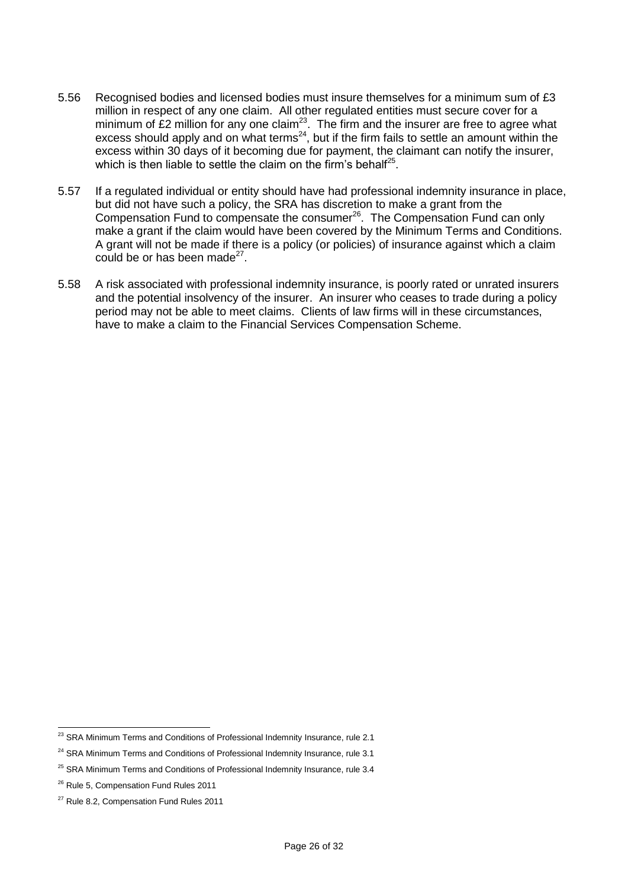5.56 Recognised bodies and licensed bodies must insure themselves for a minimum sum of £3 million in respect of any one claim. All other regulated entities must secure cover for a minimum of £2 million for any one claim[23]. The firm and the insurer are free to agree what excess should apply and on what terms[24], but if the firm fails to settle an amount within the excess within 30 days of it becoming due for payment, the claimant can notify the insurer, which is then liable to settle the claim on the firm's behalf[25].

5.57 If a regulated individual or entity should have had professional indemnity insurance in place, but did not have such a policy, the SRA has discretion to make a grant from the Compensation Fund to compensate the consumer[26]. The Compensation Fund can only make a grant if the claim would have been covered by the Minimum Terms and Conditions. A grant will not be made if there is a policy (or policies) of insurance against which a claim could be or has been made[27].

5.58 A risk associated with professional indemnity insurance, is poorly rated or unrated insurers and the potential insolvency of the insurer. An insurer who ceases to trade during a policy period may not be able to meet claims. Clients of law firms will in these circumstances, have to make a claim to the Financial Services Compensation Scheme.

---

[23] SRA Minimum Terms and Conditions of Professional Indemnity Insurance, rule 2.1

[24] SRA Minimum Terms and Conditions of Professional Indemnity Insurance, rule 3.1

[25] SRA Minimum Terms and Conditions of Professional Indemnity Insurance, rule 3.4

[26] Rule 5, Compensation Fund Rules 2011

[27] Rule 8.2, Compensation Fund Rules 2011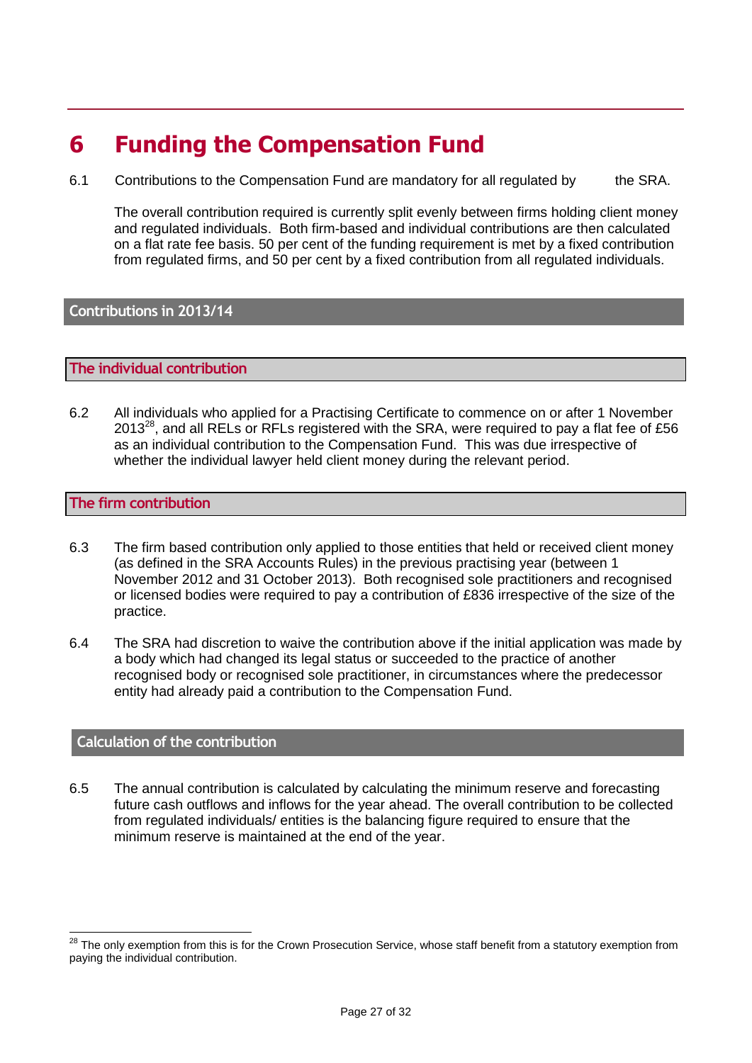# 6 Funding the Compensation Fund

6.1 Contributions to the Compensation Fund are mandatory for all regulated by the SRA.

The overall contribution required is currently split evenly between firms holding client money and regulated individuals. Both firm-based and individual contributions are then calculated on a flat rate fee basis. 50 per cent of the funding requirement is met by a fixed contribution from regulated firms, and 50 per cent by a fixed contribution from all regulated individuals.

## Contributions in 2013/14

### The individual contribution

6.2 All individuals who applied for a Practising Certificate to commence on or after 1 November 2013[28], and all RELs or RFLs registered with the SRA, were required to pay a flat fee of £56 as an individual contribution to the Compensation Fund. This was due irrespective of whether the individual lawyer held client money during the relevant period.

### The firm contribution

6.3 The firm based contribution only applied to those entities that held or received client money (as defined in the SRA Accounts Rules) in the previous practising year (between 1 November 2012 and 31 October 2013). Both recognised sole practitioners and recognised or licensed bodies were required to pay a contribution of £836 irrespective of the size of the practice.

6.4 The SRA had discretion to waive the contribution above if the initial application was made by a body which had changed its legal status or succeeded to the practice of another recognised body or recognised sole practitioner, in circumstances where the predecessor entity had already paid a contribution to the Compensation Fund.

## Calculation of the contribution

6.5 The annual contribution is calculated by calculating the minimum reserve and forecasting future cash outflows and inflows for the year ahead. The overall contribution to be collected from regulated individuals/ entities is the balancing figure required to ensure that the minimum reserve is maintained at the end of the year.

[28] The only exemption from this is for the Crown Prosecution Service, whose staff benefit from a statutory exemption from paying the individual contribution.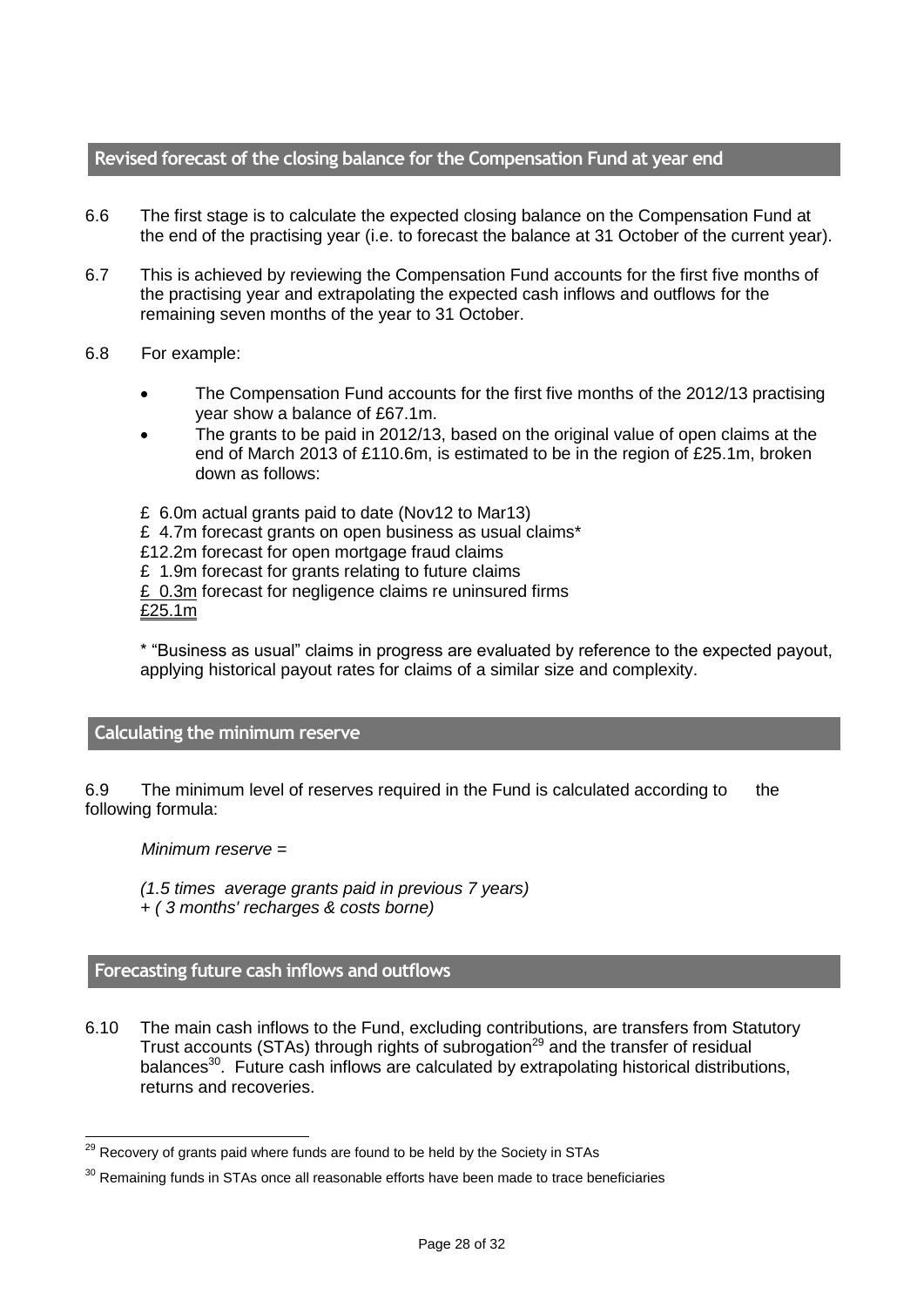## Revised forecast of the closing balance for the Compensation Fund at year end

6.6 The first stage is to calculate the expected closing balance on the Compensation Fund at the end of the practising year (i.e. to forecast the balance at 31 October of the current year).

6.7 This is achieved by reviewing the Compensation Fund accounts for the first five months of the practising year and extrapolating the expected cash inflows and outflows for the remaining seven months of the year to 31 October.

6.8 For example:

- The Compensation Fund accounts for the first five months of the 2012/13 practising year show a balance of £67.1m.
- The grants to be paid in 2012/13, based on the original value of open claims at the end of March 2013 of £110.6m, is estimated to be in the region of £25.1m, broken down as follows:

£ 6.0m actual grants paid to date (Nov12 to Mar13)
£ 4.7m forecast grants on open business as usual claims*
£12.2m forecast for open mortgage fraud claims
£ 1.9m forecast for grants relating to future claims
£ 0.3m forecast for negligence claims re uninsured firms
£25.1m

\* "Business as usual" claims in progress are evaluated by reference to the expected payout, applying historical payout rates for claims of a similar size and complexity.

## Calculating the minimum reserve

6.9 The minimum level of reserves required in the Fund is calculated according to the following formula:

*Minimum reserve =*

*(1.5 times average grants paid in previous 7 years)*
*+ ( 3 months' recharges & costs borne)*

## Forecasting future cash inflows and outflows

6.10 The main cash inflows to the Fund, excluding contributions, are transfers from Statutory Trust accounts (STAs) through rights of subrogation[29] and the transfer of residual balances[30]. Future cash inflows are calculated by extrapolating historical distributions, returns and recoveries.

[29] Recovery of grants paid where funds are found to be held by the Society in STAs

[30] Remaining funds in STAs once all reasonable efforts have been made to trace beneficiaries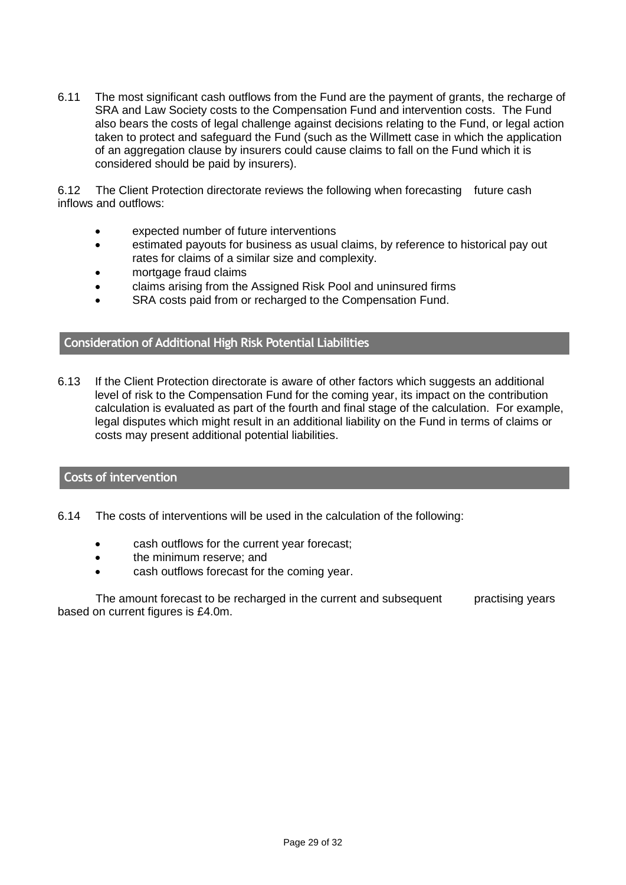6.11 The most significant cash outflows from the Fund are the payment of grants, the recharge of SRA and Law Society costs to the Compensation Fund and intervention costs. The Fund also bears the costs of legal challenge against decisions relating to the Fund, or legal action taken to protect and safeguard the Fund (such as the Willmett case in which the application of an aggregation clause by insurers could cause claims to fall on the Fund which it is considered should be paid by insurers).

6.12 The Client Protection directorate reviews the following when forecasting future cash inflows and outflows:

- expected number of future interventions
- estimated payouts for business as usual claims, by reference to historical pay out rates for claims of a similar size and complexity.
- mortgage fraud claims
- claims arising from the Assigned Risk Pool and uninsured firms
- SRA costs paid from or recharged to the Compensation Fund.

## Consideration of Additional High Risk Potential Liabilities

6.13 If the Client Protection directorate is aware of other factors which suggests an additional level of risk to the Compensation Fund for the coming year, its impact on the contribution calculation is evaluated as part of the fourth and final stage of the calculation. For example, legal disputes which might result in an additional liability on the Fund in terms of claims or costs may present additional potential liabilities.

## Costs of intervention

6.14 The costs of interventions will be used in the calculation of the following:

- cash outflows for the current year forecast;
- the minimum reserve; and
- cash outflows forecast for the coming year.

The amount forecast to be recharged in the current and subsequent practising years based on current figures is £4.0m.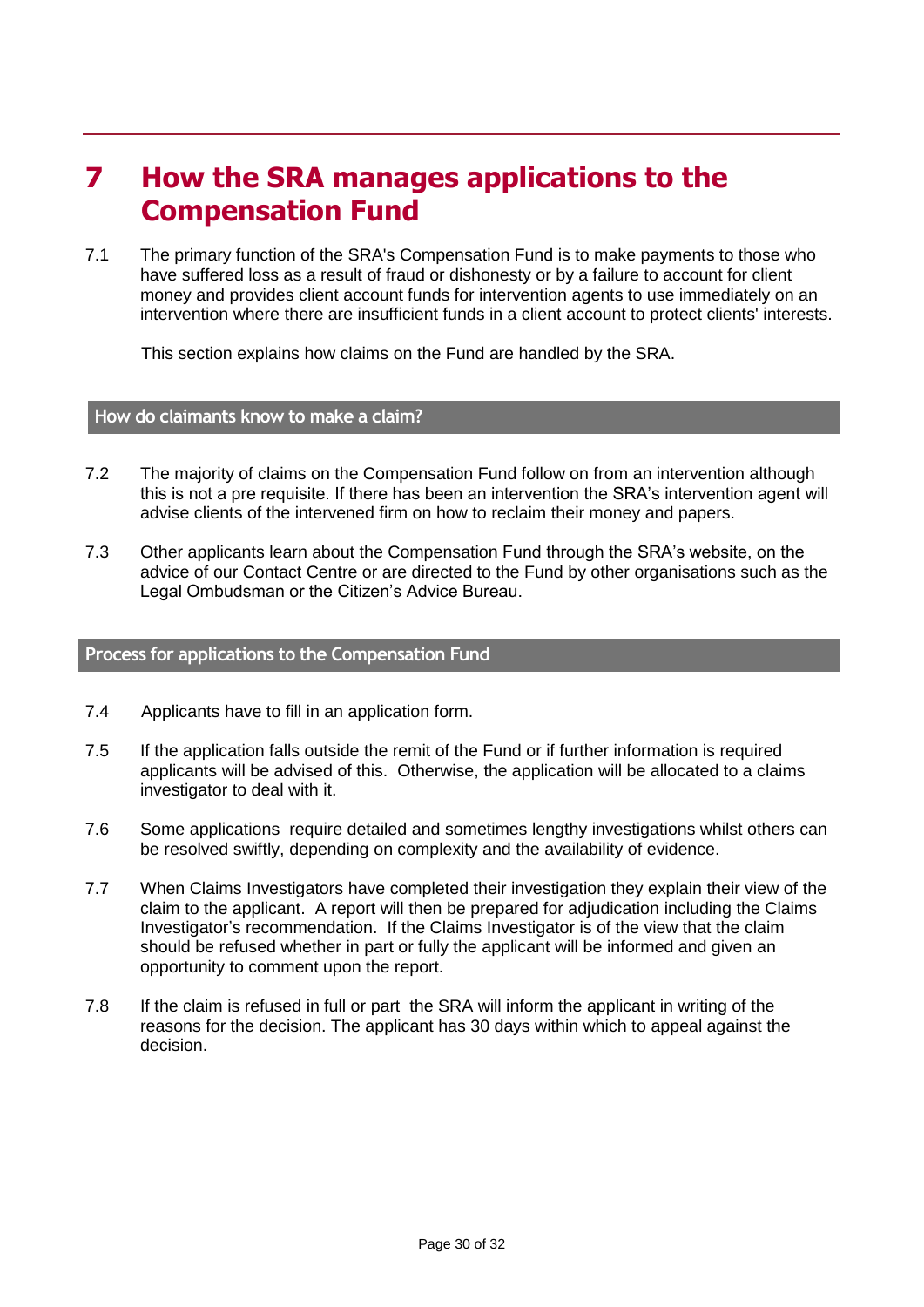# 7 How the SRA manages applications to the Compensation Fund

7.1 The primary function of the SRA's Compensation Fund is to make payments to those who have suffered loss as a result of fraud or dishonesty or by a failure to account for client money and provides client account funds for intervention agents to use immediately on an intervention where there are insufficient funds in a client account to protect clients' interests.

This section explains how claims on the Fund are handled by the SRA.

## How do claimants know to make a claim?

7.2 The majority of claims on the Compensation Fund follow on from an intervention although this is not a pre requisite. If there has been an intervention the SRA's intervention agent will advise clients of the intervened firm on how to reclaim their money and papers.

7.3 Other applicants learn about the Compensation Fund through the SRA's website, on the advice of our Contact Centre or are directed to the Fund by other organisations such as the Legal Ombudsman or the Citizen's Advice Bureau.

## Process for applications to the Compensation Fund

7.4 Applicants have to fill in an application form.

7.5 If the application falls outside the remit of the Fund or if further information is required applicants will be advised of this. Otherwise, the application will be allocated to a claims investigator to deal with it.

7.6 Some applications require detailed and sometimes lengthy investigations whilst others can be resolved swiftly, depending on complexity and the availability of evidence.

7.7 When Claims Investigators have completed their investigation they explain their view of the claim to the applicant. A report will then be prepared for adjudication including the Claims Investigator's recommendation. If the Claims Investigator is of the view that the claim should be refused whether in part or fully the applicant will be informed and given an opportunity to comment upon the report.

7.8 If the claim is refused in full or part the SRA will inform the applicant in writing of the reasons for the decision. The applicant has 30 days within which to appeal against the decision.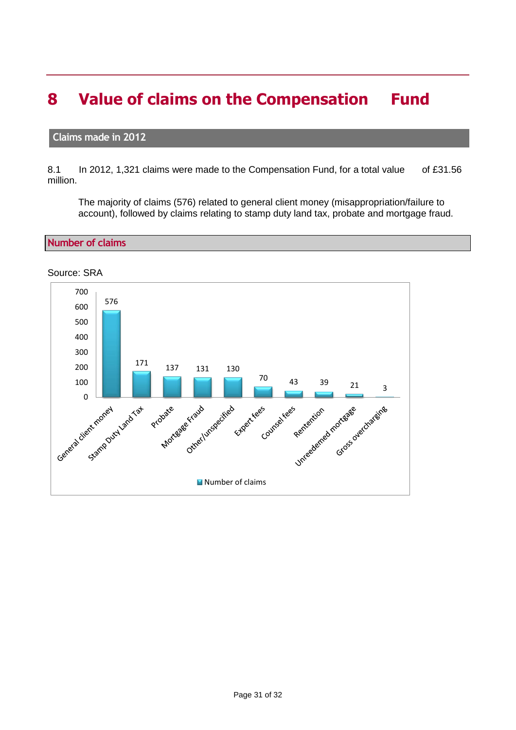# 8 Value of claims on the Compensation Fund

## Claims made in 2012

8.1 In 2012, 1,321 claims were made to the Compensation Fund, for a total value of £31.56 million.

The majority of claims (576) related to general client money (misappropriation/failure to account), followed by claims relating to stamp duty land tax, probate and mortgage fraud.

### Number of claims

Source: SRA

| Category | Number of claims |
|---|---|
| General client money | 576 |
| Stamp Duty Land Tax | 171 |
| Probate | 137 |
| Mortgage Fraud | 131 |
| Other/unspecified | 130 |
| Expert fees | 70 |
| Counsel fees | 43 |
| Rentention | 39 |
| Unreedemed mortgage | 21 |
| Gross overcharging | 3 |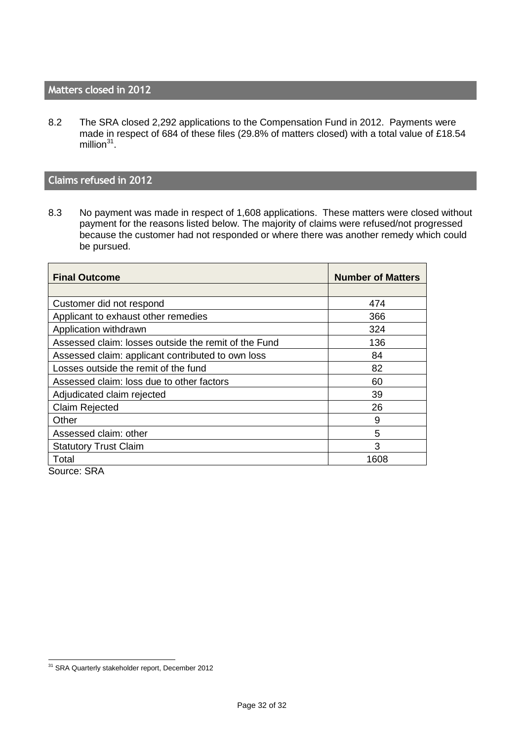## Matters closed in 2012

8.2 The SRA closed 2,292 applications to the Compensation Fund in 2012. Payments were made in respect of 684 of these files (29.8% of matters closed) with a total value of £18.54 million[31].

## Claims refused in 2012

8.3 No payment was made in respect of 1,608 applications. These matters were closed without payment for the reasons listed below. The majority of claims were refused/not progressed because the customer had not responded or where there was another remedy which could be pursued.

| Final Outcome | Number of Matters |
|---|---|
| | |
| Customer did not respond | 474 |
| Applicant to exhaust other remedies | 366 |
| Application withdrawn | 324 |
| Assessed claim: losses outside the remit of the Fund | 136 |
| Assessed claim: applicant contributed to own loss | 84 |
| Losses outside the remit of the fund | 82 |
| Assessed claim: loss due to other factors | 60 |
| Adjudicated claim rejected | 39 |
| Claim Rejected | 26 |
| Other | 9 |
| Assessed claim: other | 5 |
| Statutory Trust Claim | 3 |
| Total | 1608 |

Source: SRA

[31] SRA Quarterly stakeholder report, December 2012